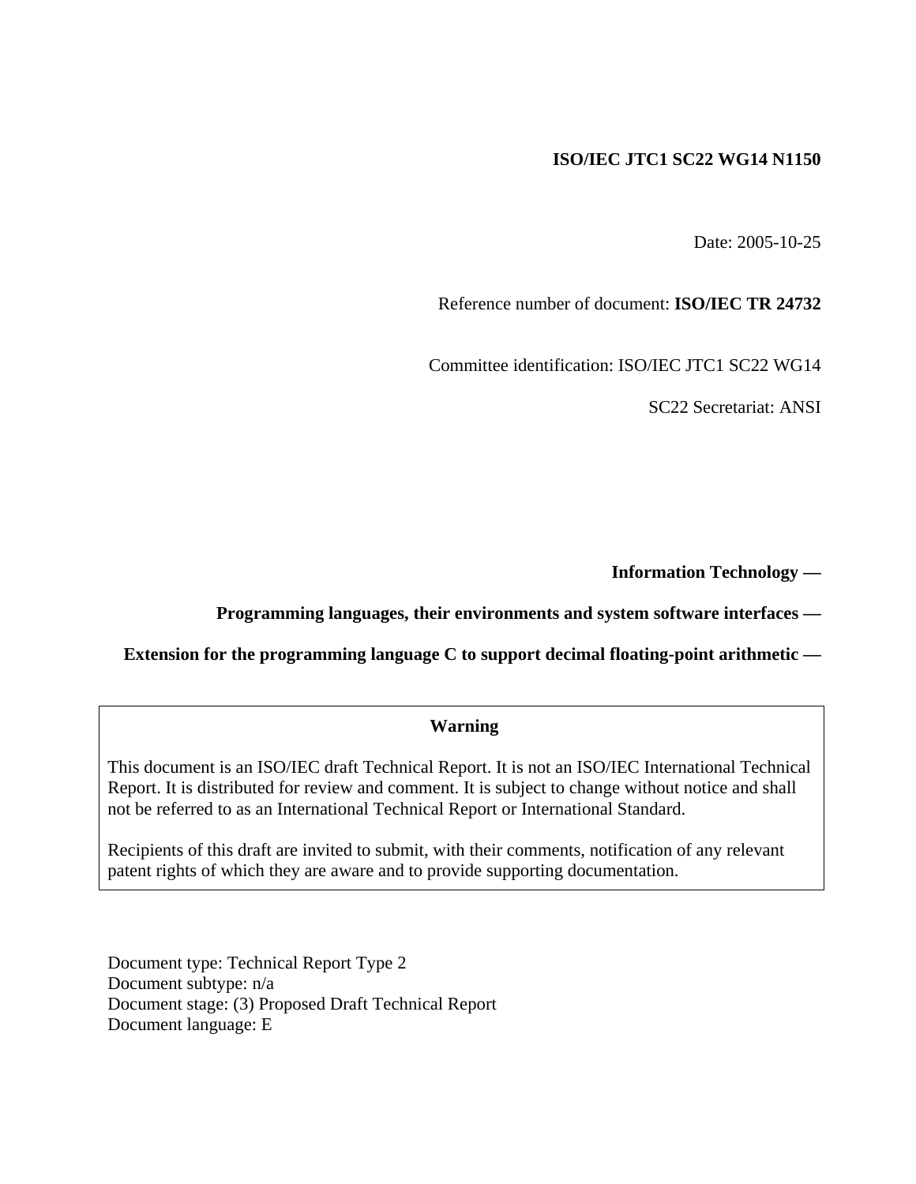**ISO/IEC JTC1 SC22 WG14 N1150**

Date: 2005-10-25

Reference number of document: **ISO/IEC TR 24732**

Committee identification: ISO/IEC JTC1 SC22 WG14

SC22 Secretariat: ANSI

**Information Technology —**

**Programming languages, their environments and system software interfaces —**

**Extension for the programming language C to support decimal floating-point arithmetic —**

> **Warning**
>
> This document is an ISO/IEC draft Technical Report. It is not an ISO/IEC International Technical Report. It is distributed for review and comment. It is subject to change without notice and shall not be referred to as an International Technical Report or International Standard.
>
> Recipients of this draft are invited to submit, with their comments, notification of any relevant patent rights of which they are aware and to provide supporting documentation.

Document type: Technical Report Type 2
Document subtype: n/a
Document stage: (3) Proposed Draft Technical Report
Document language: E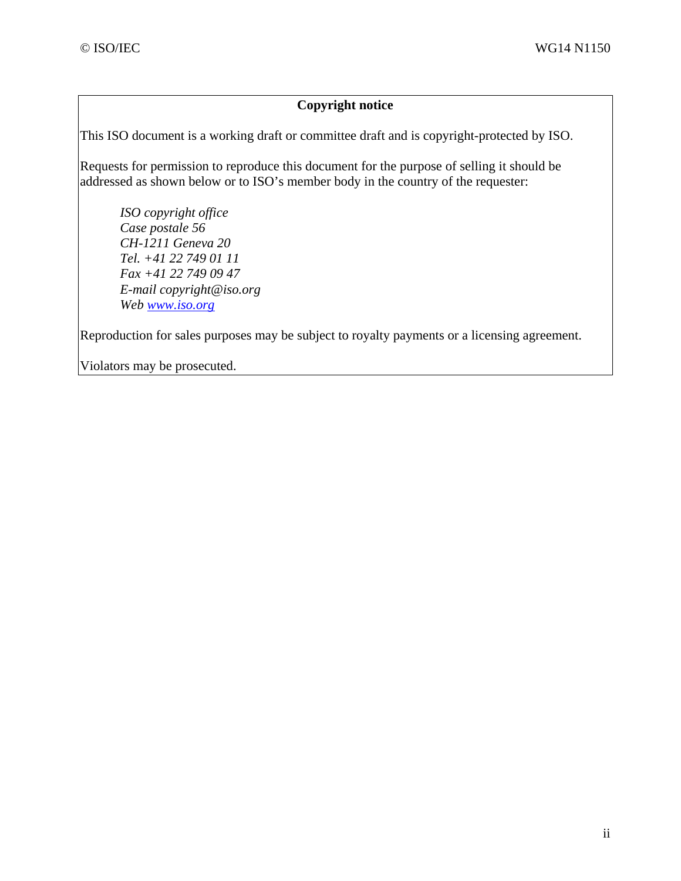**Copyright notice**

This ISO document is a working draft or committee draft and is copyright-protected by ISO.

Requests for permission to reproduce this document for the purpose of selling it should be addressed as shown below or to ISO's member body in the country of the requester:

> *ISO copyright office*
> *Case postale 56*
> *CH-1211 Geneva 20*
> *Tel. +41 22 749 01 11*
> *Fax +41 22 749 09 47*
> *E-mail copyright@iso.org*
> *Web [www.iso.org](http://www.iso.org)*

Reproduction for sales purposes may be subject to royalty payments or a licensing agreement.

Violators may be prosecuted.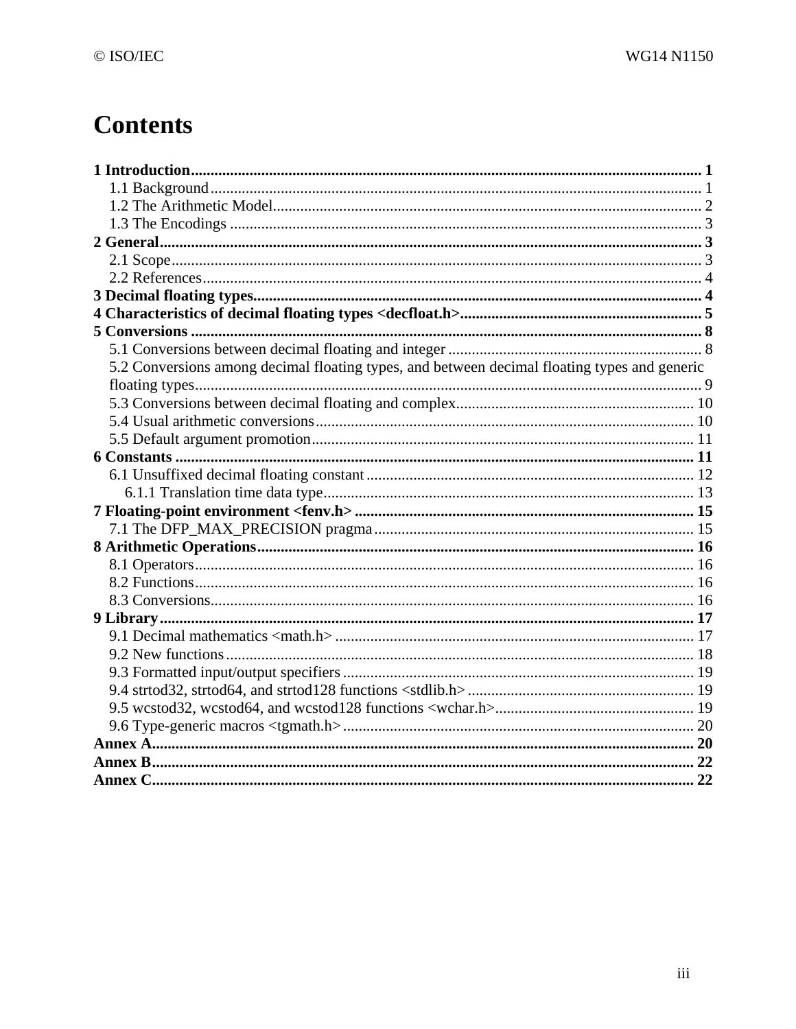# Contents

**1 Introduction** .......... **1**
- 1.1 Background .......... 1
- 1.2 The Arithmetic Model .......... 2
- 1.3 The Encodings .......... 3

**2 General** .......... **3**
- 2.1 Scope .......... 3
- 2.2 References .......... 4

**3 Decimal floating types** .......... **4**

**4 Characteristics of decimal floating types <decfloat.h>** .......... **5**

**5 Conversions** .......... **8**
- 5.1 Conversions between decimal floating and integer .......... 8
- 5.2 Conversions among decimal floating types, and between decimal floating types and generic floating types .......... 9
- 5.3 Conversions between decimal floating and complex .......... 10
- 5.4 Usual arithmetic conversions .......... 10
- 5.5 Default argument promotion .......... 11

**6 Constants** .......... **11**
- 6.1 Unsuffixed decimal floating constant .......... 12
  - 6.1.1 Translation time data type .......... 13

**7 Floating-point environment <fenv.h>** .......... **15**
- 7.1 The DFP_MAX_PRECISION pragma .......... 15

**8 Arithmetic Operations** .......... **16**
- 8.1 Operators .......... 16
- 8.2 Functions .......... 16
- 8.3 Conversions .......... 16

**9 Library** .......... **17**
- 9.1 Decimal mathematics <math.h> .......... 17
- 9.2 New functions .......... 18
- 9.3 Formatted input/output specifiers .......... 19
- 9.4 strtod32, strtod64, and strtod128 functions <stdlib.h> .......... 19
- 9.5 wcstod32, wcstod64, and wcstod128 functions <wchar.h> .......... 19
- 9.6 Type-generic macros <tgmath.h> .......... 20

**Annex A** .......... **20**

**Annex B** .......... **22**

**Annex C** .......... **22**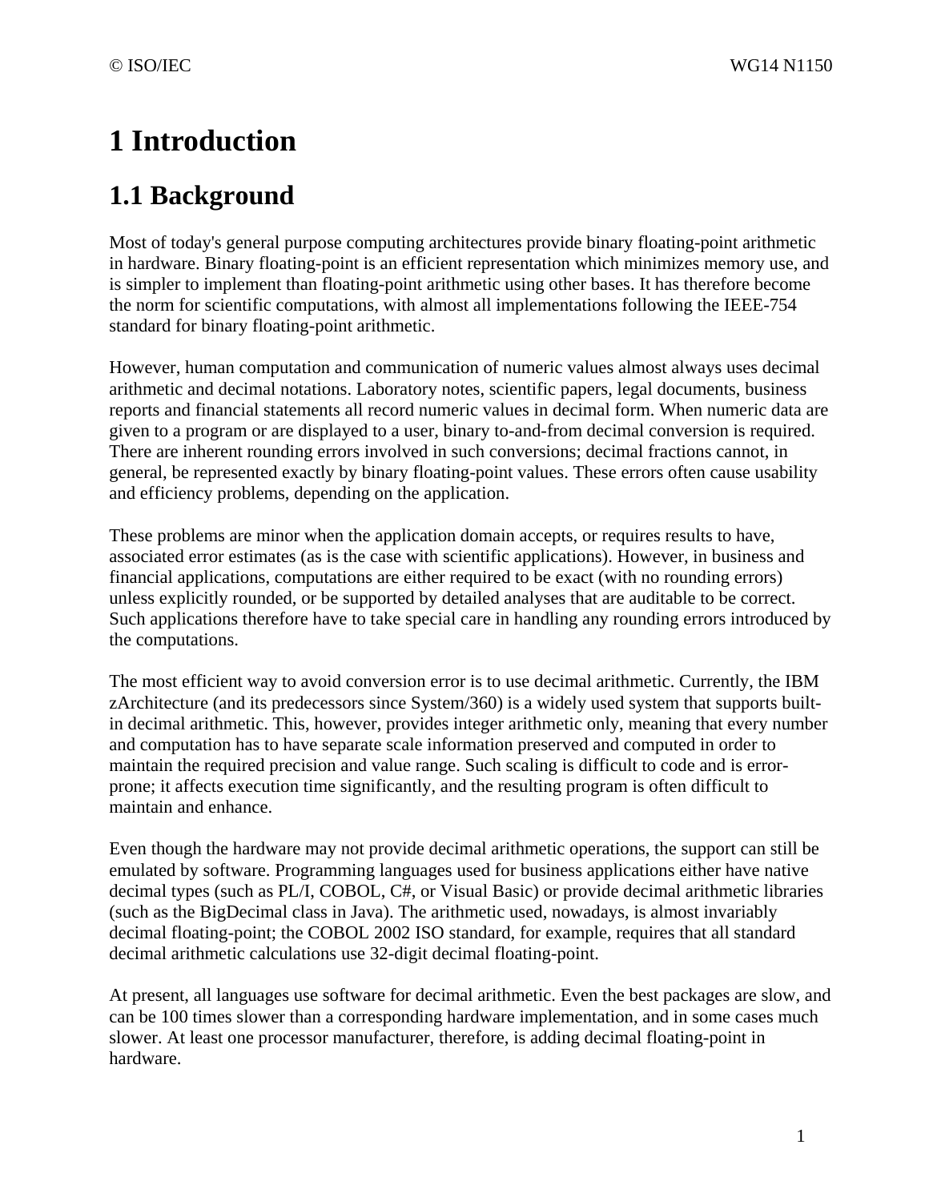# 1 Introduction

## 1.1 Background

Most of today's general purpose computing architectures provide binary floating-point arithmetic in hardware. Binary floating-point is an efficient representation which minimizes memory use, and is simpler to implement than floating-point arithmetic using other bases. It has therefore become the norm for scientific computations, with almost all implementations following the IEEE-754 standard for binary floating-point arithmetic.

However, human computation and communication of numeric values almost always uses decimal arithmetic and decimal notations. Laboratory notes, scientific papers, legal documents, business reports and financial statements all record numeric values in decimal form. When numeric data are given to a program or are displayed to a user, binary to-and-from decimal conversion is required. There are inherent rounding errors involved in such conversions; decimal fractions cannot, in general, be represented exactly by binary floating-point values. These errors often cause usability and efficiency problems, depending on the application.

These problems are minor when the application domain accepts, or requires results to have, associated error estimates (as is the case with scientific applications). However, in business and financial applications, computations are either required to be exact (with no rounding errors) unless explicitly rounded, or be supported by detailed analyses that are auditable to be correct. Such applications therefore have to take special care in handling any rounding errors introduced by the computations.

The most efficient way to avoid conversion error is to use decimal arithmetic. Currently, the IBM zArchitecture (and its predecessors since System/360) is a widely used system that supports built-in decimal arithmetic. This, however, provides integer arithmetic only, meaning that every number and computation has to have separate scale information preserved and computed in order to maintain the required precision and value range. Such scaling is difficult to code and is error-prone; it affects execution time significantly, and the resulting program is often difficult to maintain and enhance.

Even though the hardware may not provide decimal arithmetic operations, the support can still be emulated by software. Programming languages used for business applications either have native decimal types (such as PL/I, COBOL, C#, or Visual Basic) or provide decimal arithmetic libraries (such as the BigDecimal class in Java). The arithmetic used, nowadays, is almost invariably decimal floating-point; the COBOL 2002 ISO standard, for example, requires that all standard decimal arithmetic calculations use 32-digit decimal floating-point.

At present, all languages use software for decimal arithmetic. Even the best packages are slow, and can be 100 times slower than a corresponding hardware implementation, and in some cases much slower. At least one processor manufacturer, therefore, is adding decimal floating-point in hardware.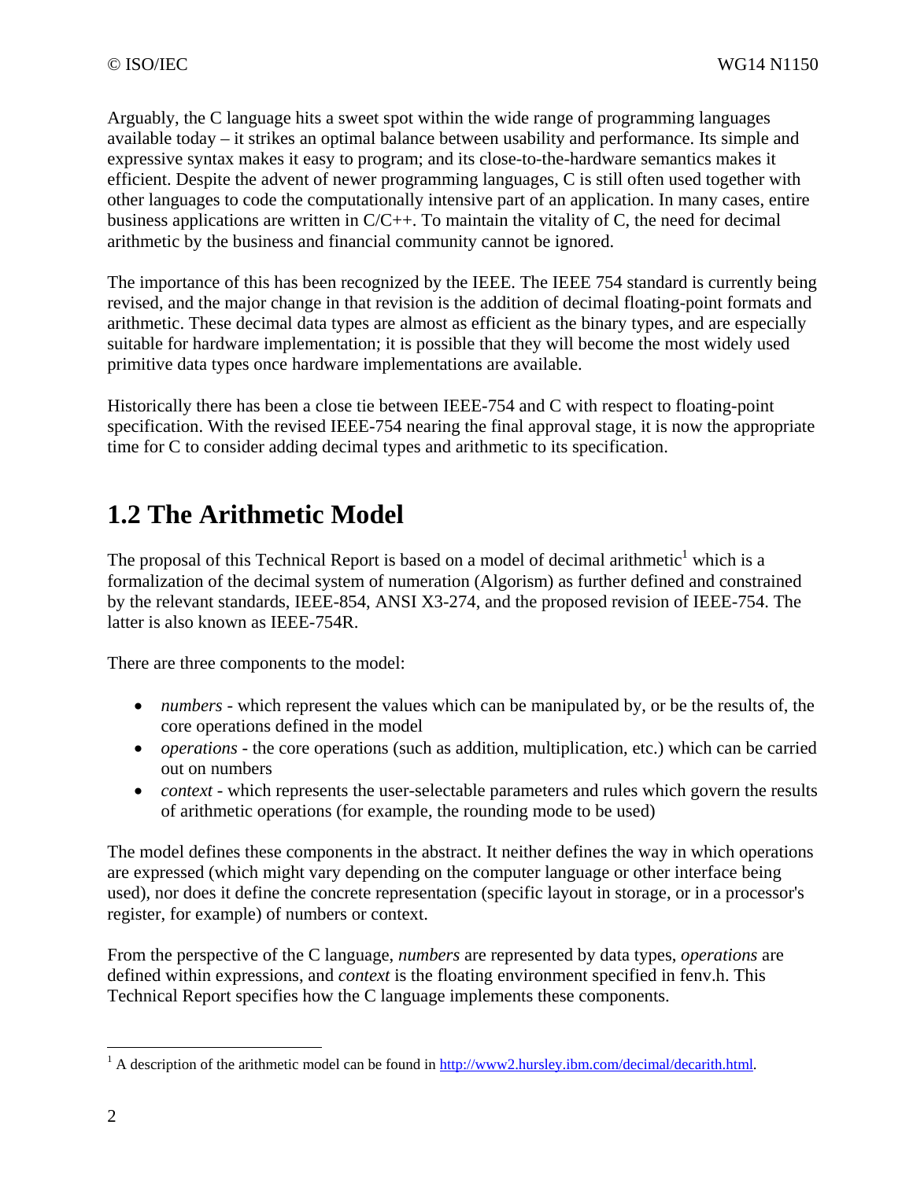Arguably, the C language hits a sweet spot within the wide range of programming languages available today – it strikes an optimal balance between usability and performance. Its simple and expressive syntax makes it easy to program; and its close-to-the-hardware semantics makes it efficient. Despite the advent of newer programming languages, C is still often used together with other languages to code the computationally intensive part of an application. In many cases, entire business applications are written in C/C++. To maintain the vitality of C, the need for decimal arithmetic by the business and financial community cannot be ignored.

The importance of this has been recognized by the IEEE. The IEEE 754 standard is currently being revised, and the major change in that revision is the addition of decimal floating-point formats and arithmetic. These decimal data types are almost as efficient as the binary types, and are especially suitable for hardware implementation; it is possible that they will become the most widely used primitive data types once hardware implementations are available.

Historically there has been a close tie between IEEE-754 and C with respect to floating-point specification. With the revised IEEE-754 nearing the final approval stage, it is now the appropriate time for C to consider adding decimal types and arithmetic to its specification.

## 1.2 The Arithmetic Model

The proposal of this Technical Report is based on a model of decimal arithmetic[1] which is a formalization of the decimal system of numeration (Algorism) as further defined and constrained by the relevant standards, IEEE-854, ANSI X3-274, and the proposed revision of IEEE-754. The latter is also known as IEEE-754R.

There are three components to the model:

- *numbers* - which represent the values which can be manipulated by, or be the results of, the core operations defined in the model
- *operations* - the core operations (such as addition, multiplication, etc.) which can be carried out on numbers
- *context* - which represents the user-selectable parameters and rules which govern the results of arithmetic operations (for example, the rounding mode to be used)

The model defines these components in the abstract. It neither defines the way in which operations are expressed (which might vary depending on the computer language or other interface being used), nor does it define the concrete representation (specific layout in storage, or in a processor's register, for example) of numbers or context.

From the perspective of the C language, *numbers* are represented by data types, *operations* are defined within expressions, and *context* is the floating environment specified in fenv.h. This Technical Report specifies how the C language implements these components.

---

[1] A description of the arithmetic model can be found in http://www2.hursley.ibm.com/decimal/decarith.html.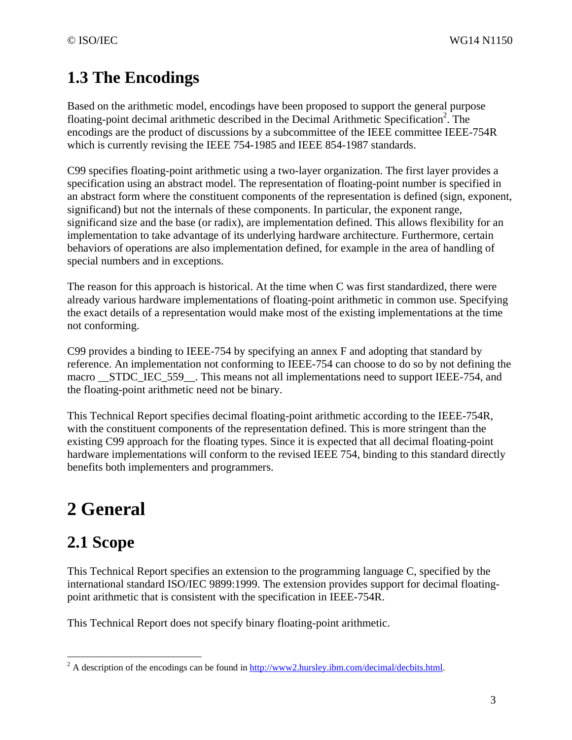## 1.3 The Encodings

Based on the arithmetic model, encodings have been proposed to support the general purpose floating-point decimal arithmetic described in the Decimal Arithmetic Specification[2]. The encodings are the product of discussions by a subcommittee of the IEEE committee IEEE-754R which is currently revising the IEEE 754-1985 and IEEE 854-1987 standards.

C99 specifies floating-point arithmetic using a two-layer organization. The first layer provides a specification using an abstract model. The representation of floating-point number is specified in an abstract form where the constituent components of the representation is defined (sign, exponent, significand) but not the internals of these components. In particular, the exponent range, significand size and the base (or radix), are implementation defined. This allows flexibility for an implementation to take advantage of its underlying hardware architecture. Furthermore, certain behaviors of operations are also implementation defined, for example in the area of handling of special numbers and in exceptions.

The reason for this approach is historical. At the time when C was first standardized, there were already various hardware implementations of floating-point arithmetic in common use. Specifying the exact details of a representation would make most of the existing implementations at the time not conforming.

C99 provides a binding to IEEE-754 by specifying an annex F and adopting that standard by reference. An implementation not conforming to IEEE-754 can choose to do so by not defining the macro __STDC_IEC_559__. This means not all implementations need to support IEEE-754, and the floating-point arithmetic need not be binary.

This Technical Report specifies decimal floating-point arithmetic according to the IEEE-754R, with the constituent components of the representation defined. This is more stringent than the existing C99 approach for the floating types. Since it is expected that all decimal floating-point hardware implementations will conform to the revised IEEE 754, binding to this standard directly benefits both implementers and programmers.

# 2 General

## 2.1 Scope

This Technical Report specifies an extension to the programming language C, specified by the international standard ISO/IEC 9899:1999. The extension provides support for decimal floating-point arithmetic that is consistent with the specification in IEEE-754R.

This Technical Report does not specify binary floating-point arithmetic.

---

[2] A description of the encodings can be found in http://www2.hursley.ibm.com/decimal/decbits.html.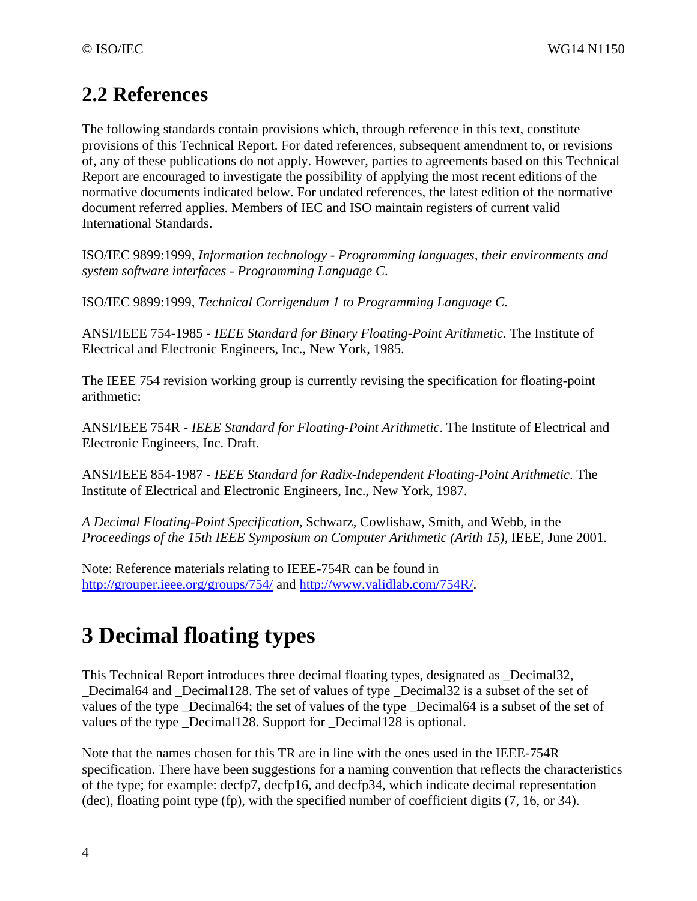## 2.2 References

The following standards contain provisions which, through reference in this text, constitute provisions of this Technical Report. For dated references, subsequent amendment to, or revisions of, any of these publications do not apply. However, parties to agreements based on this Technical Report are encouraged to investigate the possibility of applying the most recent editions of the normative documents indicated below. For undated references, the latest edition of the normative document referred applies. Members of IEC and ISO maintain registers of current valid International Standards.

ISO/IEC 9899:1999, *Information technology - Programming languages, their environments and system software interfaces - Programming Language C*.

ISO/IEC 9899:1999, *Technical Corrigendum 1 to Programming Language C*.

ANSI/IEEE 754-1985 - *IEEE Standard for Binary Floating-Point Arithmetic*. The Institute of Electrical and Electronic Engineers, Inc., New York, 1985.

The IEEE 754 revision working group is currently revising the specification for floating-point arithmetic:

ANSI/IEEE 754R - *IEEE Standard for Floating-Point Arithmetic*. The Institute of Electrical and Electronic Engineers, Inc. Draft.

ANSI/IEEE 854-1987 - *IEEE Standard for Radix-Independent Floating-Point Arithmetic*. The Institute of Electrical and Electronic Engineers, Inc., New York, 1987.

*A Decimal Floating-Point Specification*, Schwarz, Cowlishaw, Smith, and Webb, in the *Proceedings of the 15th IEEE Symposium on Computer Arithmetic (Arith 15)*, IEEE, June 2001.

Note: Reference materials relating to IEEE-754R can be found in http://grouper.ieee.org/groups/754/ and http://www.validlab.com/754R/.

# 3 Decimal floating types

This Technical Report introduces three decimal floating types, designated as _Decimal32, _Decimal64 and _Decimal128. The set of values of type _Decimal32 is a subset of the set of values of the type _Decimal64; the set of values of the type _Decimal64 is a subset of the set of values of the type _Decimal128. Support for _Decimal128 is optional.

Note that the names chosen for this TR are in line with the ones used in the IEEE-754R specification. There have been suggestions for a naming convention that reflects the characteristics of the type; for example: decfp7, decfp16, and decfp34, which indicate decimal representation (dec), floating point type (fp), with the specified number of coefficient digits (7, 16, or 34).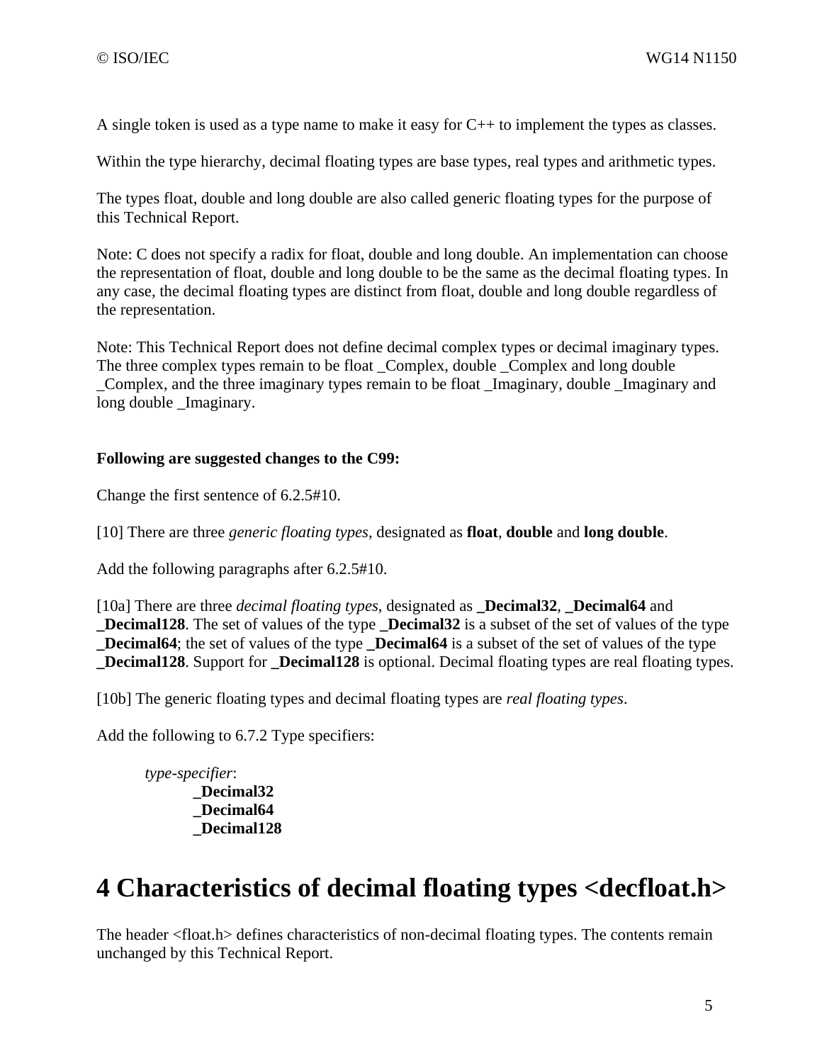A single token is used as a type name to make it easy for C++ to implement the types as classes.

Within the type hierarchy, decimal floating types are base types, real types and arithmetic types.

The types float, double and long double are also called generic floating types for the purpose of this Technical Report.

Note: C does not specify a radix for float, double and long double. An implementation can choose the representation of float, double and long double to be the same as the decimal floating types. In any case, the decimal floating types are distinct from float, double and long double regardless of the representation.

Note: This Technical Report does not define decimal complex types or decimal imaginary types. The three complex types remain to be float _Complex, double _Complex and long double _Complex, and the three imaginary types remain to be float _Imaginary, double _Imaginary and long double _Imaginary.

**Following are suggested changes to the C99:**

Change the first sentence of 6.2.5#10.

[10] There are three *generic floating types*, designated as **float**, **double** and **long double**.

Add the following paragraphs after 6.2.5#10.

[10a] There are three *decimal floating types*, designated as **_Decimal32**, **_Decimal64** and **_Decimal128**. The set of values of the type **_Decimal32** is a subset of the set of values of the type **_Decimal64**; the set of values of the type **_Decimal64** is a subset of the set of values of the type **_Decimal128**. Support for **_Decimal128** is optional. Decimal floating types are real floating types.

[10b] The generic floating types and decimal floating types are *real floating types*.

Add the following to 6.7.2 Type specifiers:

*type-specifier*:
&nbsp;&nbsp;&nbsp;&nbsp;**_Decimal32**
&nbsp;&nbsp;&nbsp;&nbsp;**_Decimal64**
&nbsp;&nbsp;&nbsp;&nbsp;**_Decimal128**

# 4 Characteristics of decimal floating types <decfloat.h>

The header <float.h> defines characteristics of non-decimal floating types. The contents remain unchanged by this Technical Report.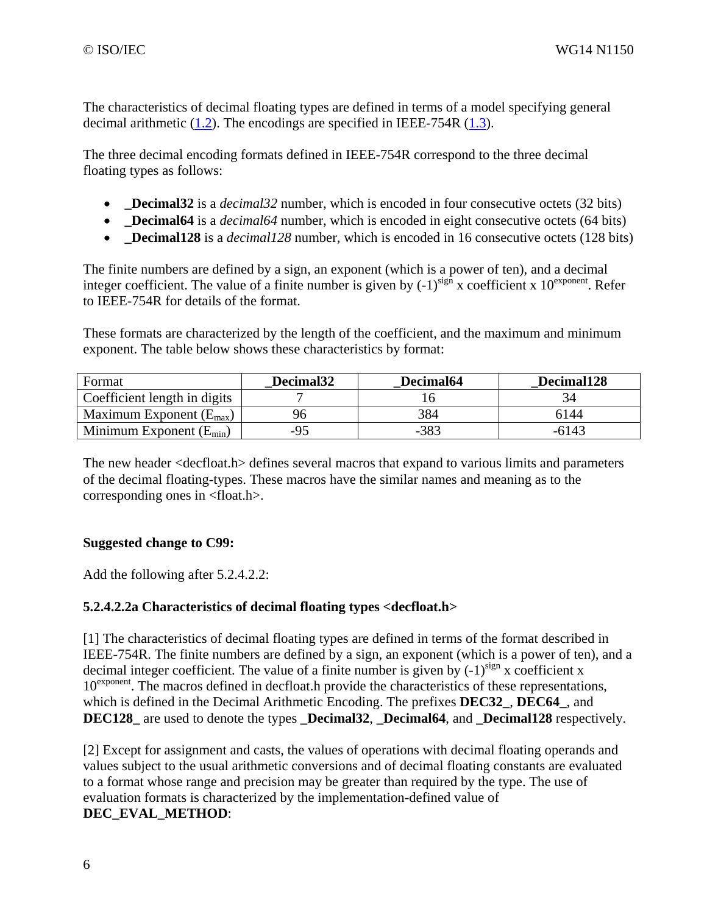The characteristics of decimal floating types are defined in terms of a model specifying general decimal arithmetic (1.2). The encodings are specified in IEEE-754R (1.3).

The three decimal encoding formats defined in IEEE-754R correspond to the three decimal floating types as follows:

- **_Decimal32** is a *decimal32* number, which is encoded in four consecutive octets (32 bits)
- **_Decimal64** is a *decimal64* number, which is encoded in eight consecutive octets (64 bits)
- **_Decimal128** is a *decimal128* number, which is encoded in 16 consecutive octets (128 bits)

The finite numbers are defined by a sign, an exponent (which is a power of ten), and a decimal integer coefficient. The value of a finite number is given by $(-1)^{sign}$ x coefficient x $10^{exponent}$. Refer to IEEE-754R for details of the format.

These formats are characterized by the length of the coefficient, and the maximum and minimum exponent. The table below shows these characteristics by format:

| Format | **_Decimal32** | **_Decimal64** | **_Decimal128** |
|---|---|---|---|
| Coefficient length in digits | 7 | 16 | 34 |
| Maximum Exponent ($E_{max}$) | 96 | 384 | 6144 |
| Minimum Exponent ($E_{min}$) | -95 | -383 | -6143 |

The new header <decfloat.h> defines several macros that expand to various limits and parameters of the decimal floating-types. These macros have the similar names and meaning as to the corresponding ones in <float.h>.

**Suggested change to C99:**

Add the following after 5.2.4.2.2:

**5.2.4.2.2a Characteristics of decimal floating types <decfloat.h>**

[1] The characteristics of decimal floating types are defined in terms of the format described in IEEE-754R. The finite numbers are defined by a sign, an exponent (which is a power of ten), and a decimal integer coefficient. The value of a finite number is given by $(-1)^{sign}$ x coefficient x $10^{exponent}$. The macros defined in decfloat.h provide the characteristics of these representations, which is defined in the Decimal Arithmetic Encoding. The prefixes **DEC32_**, **DEC64_**, and **DEC128_** are used to denote the types **_Decimal32**, **_Decimal64**, and **_Decimal128** respectively.

[2] Except for assignment and casts, the values of operations with decimal floating operands and values subject to the usual arithmetic conversions and of decimal floating constants are evaluated to a format whose range and precision may be greater than required by the type. The use of evaluation formats is characterized by the implementation-defined value of **DEC_EVAL_METHOD**: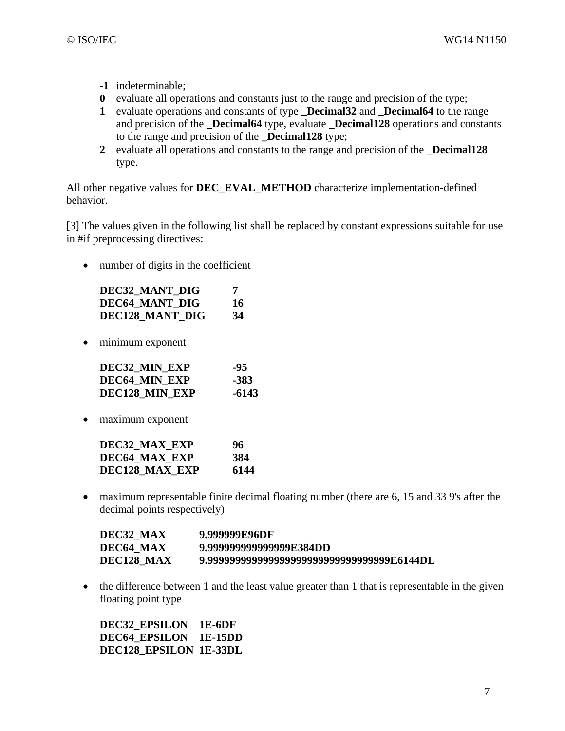- **-1** indeterminable;
- **0** evaluate all operations and constants just to the range and precision of the type;
- **1** evaluate operations and constants of type **_Decimal32** and **_Decimal64** to the range and precision of the **_Decimal64** type, evaluate **_Decimal128** operations and constants to the range and precision of the **_Decimal128** type;
- **2** evaluate all operations and constants to the range and precision of the **_Decimal128** type.

All other negative values for **DEC_EVAL_METHOD** characterize implementation-defined behavior.

[3] The values given in the following list shall be replaced by constant expressions suitable for use in #if preprocessing directives:

- number of digits in the coefficient

  **DEC32_MANT_DIG** **7**
  **DEC64_MANT_DIG** **16**
  **DEC128_MANT_DIG** **34**

- minimum exponent

  **DEC32_MIN_EXP** **-95**
  **DEC64_MIN_EXP** **-383**
  **DEC128_MIN_EXP** **-6143**

- maximum exponent

  **DEC32_MAX_EXP** **96**
  **DEC64_MAX_EXP** **384**
  **DEC128_MAX_EXP** **6144**

- maximum representable finite decimal floating number (there are 6, 15 and 33 9's after the decimal points respectively)

  **DEC32_MAX** **9.999999E96DF**
  **DEC64_MAX** **9.999999999999999E384DD**
  **DEC128_MAX** **9.999999999999999999999999999999999E6144DL**

- the difference between 1 and the least value greater than 1 that is representable in the given floating point type

  **DEC32_EPSILON** **1E-6DF**
  **DEC64_EPSILON** **1E-15DD**
  **DEC128_EPSILON** **1E-33DL**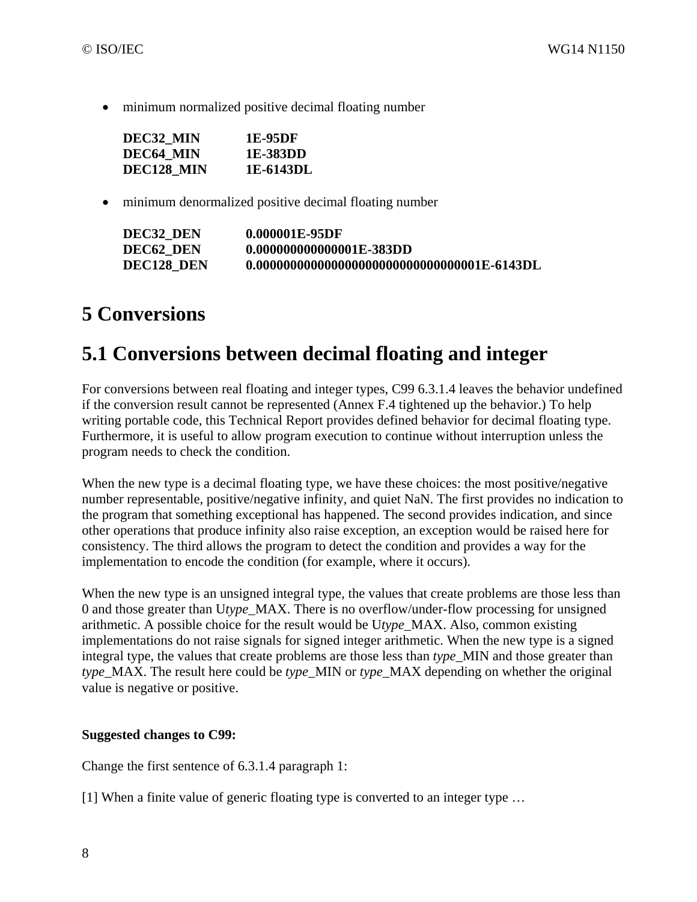- minimum normalized positive decimal floating number

| | |
|---|---|
| **DEC32_MIN** | **1E-95DF** |
| **DEC64_MIN** | **1E-383DD** |
| **DEC128_MIN** | **1E-6143DL** |

- minimum denormalized positive decimal floating number

| | |
|---|---|
| **DEC32_DEN** | **0.000001E-95DF** |
| **DEC62_DEN** | **0.000000000000001E-383DD** |
| **DEC128_DEN** | **0.000000000000000000000000000000001E-6143DL** |

# 5 Conversions

## 5.1 Conversions between decimal floating and integer

For conversions between real floating and integer types, C99 6.3.1.4 leaves the behavior undefined if the conversion result cannot be represented (Annex F.4 tightened up the behavior.) To help writing portable code, this Technical Report provides defined behavior for decimal floating type. Furthermore, it is useful to allow program execution to continue without interruption unless the program needs to check the condition.

When the new type is a decimal floating type, we have these choices: the most positive/negative number representable, positive/negative infinity, and quiet NaN. The first provides no indication to the program that something exceptional has happened. The second provides indication, and since other operations that produce infinity also raise exception, an exception would be raised here for consistency. The third allows the program to detect the condition and provides a way for the implementation to encode the condition (for example, where it occurs).

When the new type is an unsigned integral type, the values that create problems are those less than 0 and those greater than U*type*_MAX. There is no overflow/under-flow processing for unsigned arithmetic. A possible choice for the result would be U*type*_MAX. Also, common existing implementations do not raise signals for signed integer arithmetic. When the new type is a signed integral type, the values that create problems are those less than *type*_MIN and those greater than *type*_MAX. The result here could be *type*_MIN or *type*_MAX depending on whether the original value is negative or positive.

**Suggested changes to C99:**

Change the first sentence of 6.3.1.4 paragraph 1:

[1] When a finite value of generic floating type is converted to an integer type …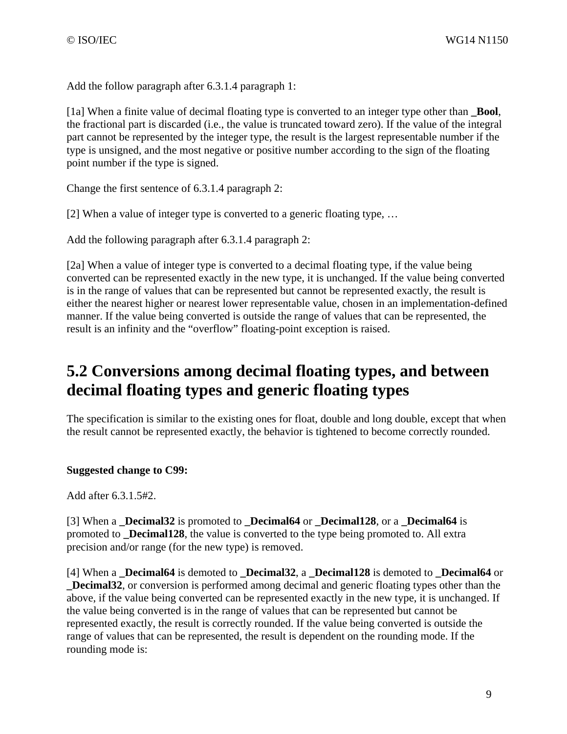Add the follow paragraph after 6.3.1.4 paragraph 1:

[1a] When a finite value of decimal floating type is converted to an integer type other than **_Bool**, the fractional part is discarded (i.e., the value is truncated toward zero). If the value of the integral part cannot be represented by the integer type, the result is the largest representable number if the type is unsigned, and the most negative or positive number according to the sign of the floating point number if the type is signed.

Change the first sentence of 6.3.1.4 paragraph 2:

[2] When a value of integer type is converted to a generic floating type, …

Add the following paragraph after 6.3.1.4 paragraph 2:

[2a] When a value of integer type is converted to a decimal floating type, if the value being converted can be represented exactly in the new type, it is unchanged. If the value being converted is in the range of values that can be represented but cannot be represented exactly, the result is either the nearest higher or nearest lower representable value, chosen in an implementation-defined manner. If the value being converted is outside the range of values that can be represented, the result is an infinity and the "overflow" floating-point exception is raised.

# 5.2 Conversions among decimal floating types, and between decimal floating types and generic floating types

The specification is similar to the existing ones for float, double and long double, except that when the result cannot be represented exactly, the behavior is tightened to become correctly rounded.

**Suggested change to C99:**

Add after 6.3.1.5#2.

[3] When a **_Decimal32** is promoted to **_Decimal64** or **_Decimal128**, or a **_Decimal64** is promoted to **_Decimal128**, the value is converted to the type being promoted to. All extra precision and/or range (for the new type) is removed.

[4] When a **_Decimal64** is demoted to **_Decimal32**, a **_Decimal128** is demoted to **_Decimal64** or **_Decimal32**, or conversion is performed among decimal and generic floating types other than the above, if the value being converted can be represented exactly in the new type, it is unchanged. If the value being converted is in the range of values that can be represented but cannot be represented exactly, the result is correctly rounded. If the value being converted is outside the range of values that can be represented, the result is dependent on the rounding mode. If the rounding mode is: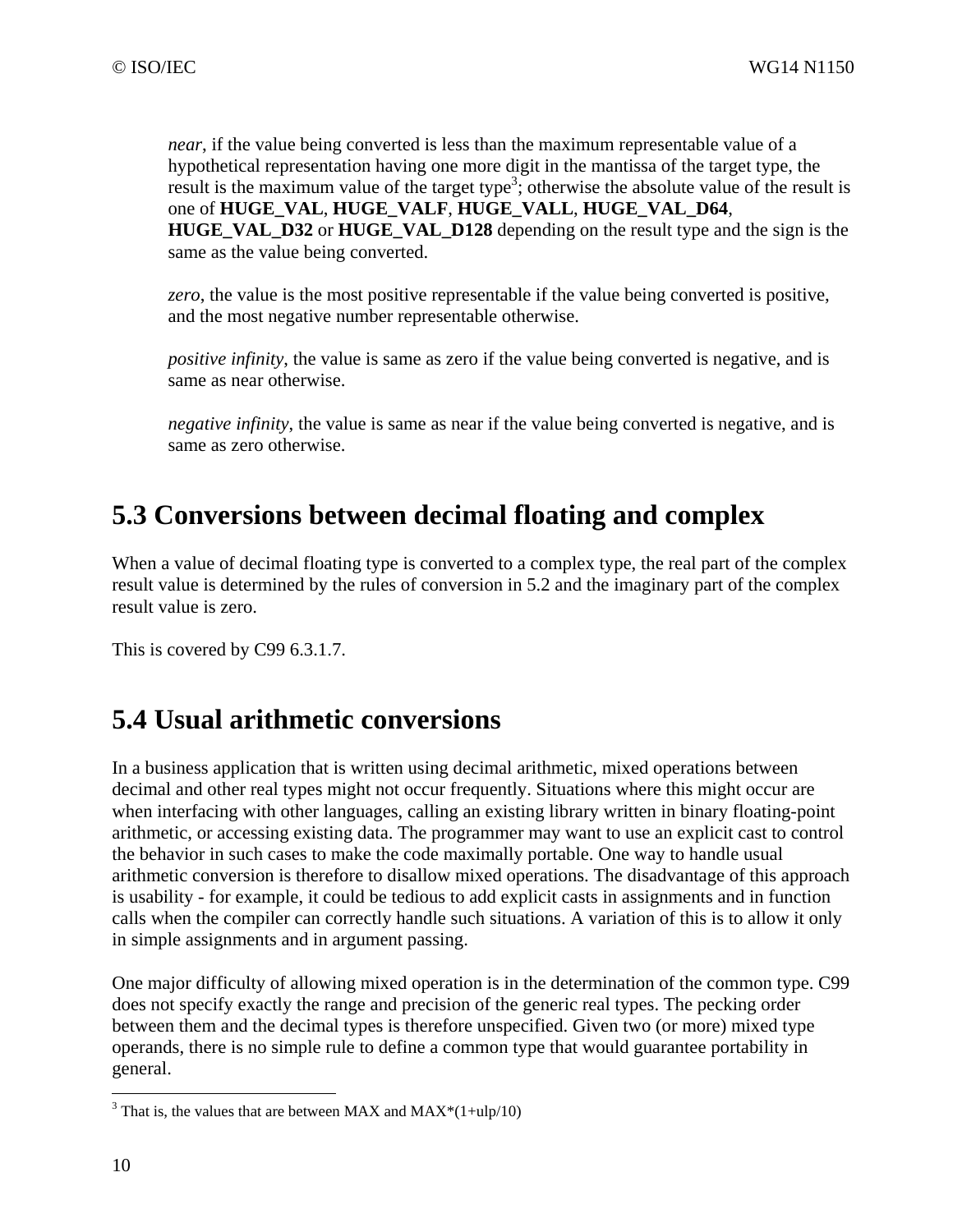*near*, if the value being converted is less than the maximum representable value of a hypothetical representation having one more digit in the mantissa of the target type, the result is the maximum value of the target type[3]; otherwise the absolute value of the result is one of **HUGE_VAL**, **HUGE_VALF**, **HUGE_VALL**, **HUGE_VAL_D64**, **HUGE_VAL_D32** or **HUGE_VAL_D128** depending on the result type and the sign is the same as the value being converted.

*zero*, the value is the most positive representable if the value being converted is positive, and the most negative number representable otherwise.

*positive infinity*, the value is same as zero if the value being converted is negative, and is same as near otherwise.

*negative infinity*, the value is same as near if the value being converted is negative, and is same as zero otherwise.

## 5.3 Conversions between decimal floating and complex

When a value of decimal floating type is converted to a complex type, the real part of the complex result value is determined by the rules of conversion in 5.2 and the imaginary part of the complex result value is zero.

This is covered by C99 6.3.1.7.

## 5.4 Usual arithmetic conversions

In a business application that is written using decimal arithmetic, mixed operations between decimal and other real types might not occur frequently. Situations where this might occur are when interfacing with other languages, calling an existing library written in binary floating-point arithmetic, or accessing existing data. The programmer may want to use an explicit cast to control the behavior in such cases to make the code maximally portable. One way to handle usual arithmetic conversion is therefore to disallow mixed operations. The disadvantage of this approach is usability - for example, it could be tedious to add explicit casts in assignments and in function calls when the compiler can correctly handle such situations. A variation of this is to allow it only in simple assignments and in argument passing.

One major difficulty of allowing mixed operation is in the determination of the common type. C99 does not specify exactly the range and precision of the generic real types. The pecking order between them and the decimal types is therefore unspecified. Given two (or more) mixed type operands, there is no simple rule to define a common type that would guarantee portability in general.

---

[3] That is, the values that are between MAX and MAX*(1+ulp/10)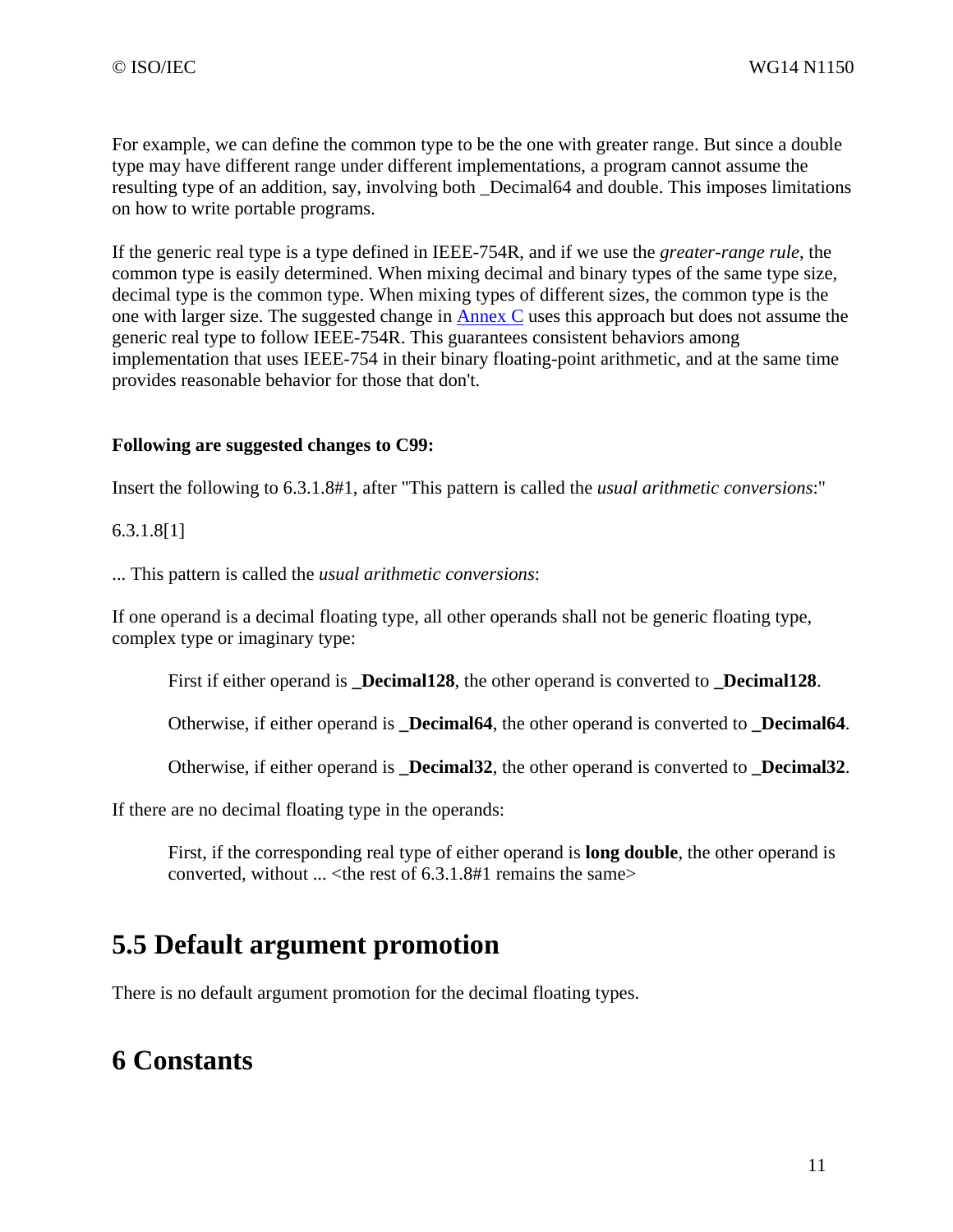For example, we can define the common type to be the one with greater range. But since a double type may have different range under different implementations, a program cannot assume the resulting type of an addition, say, involving both _Decimal64 and double. This imposes limitations on how to write portable programs.

If the generic real type is a type defined in IEEE-754R, and if we use the *greater-range rule*, the common type is easily determined. When mixing decimal and binary types of the same type size, decimal type is the common type. When mixing types of different sizes, the common type is the one with larger size. The suggested change in Annex C uses this approach but does not assume the generic real type to follow IEEE-754R. This guarantees consistent behaviors among implementation that uses IEEE-754 in their binary floating-point arithmetic, and at the same time provides reasonable behavior for those that don't.

**Following are suggested changes to C99:**

Insert the following to 6.3.1.8#1, after "This pattern is called the *usual arithmetic conversions*:"

6.3.1.8[1]

... This pattern is called the *usual arithmetic conversions*:

If one operand is a decimal floating type, all other operands shall not be generic floating type, complex type or imaginary type:

> First if either operand is **_Decimal128**, the other operand is converted to **_Decimal128**.
>
> Otherwise, if either operand is **_Decimal64**, the other operand is converted to **_Decimal64**.
>
> Otherwise, if either operand is **_Decimal32**, the other operand is converted to **_Decimal32**.

If there are no decimal floating type in the operands:

> First, if the corresponding real type of either operand is **long double**, the other operand is converted, without ... <the rest of 6.3.1.8#1 remains the same>

## 5.5 Default argument promotion

There is no default argument promotion for the decimal floating types.

# 6 Constants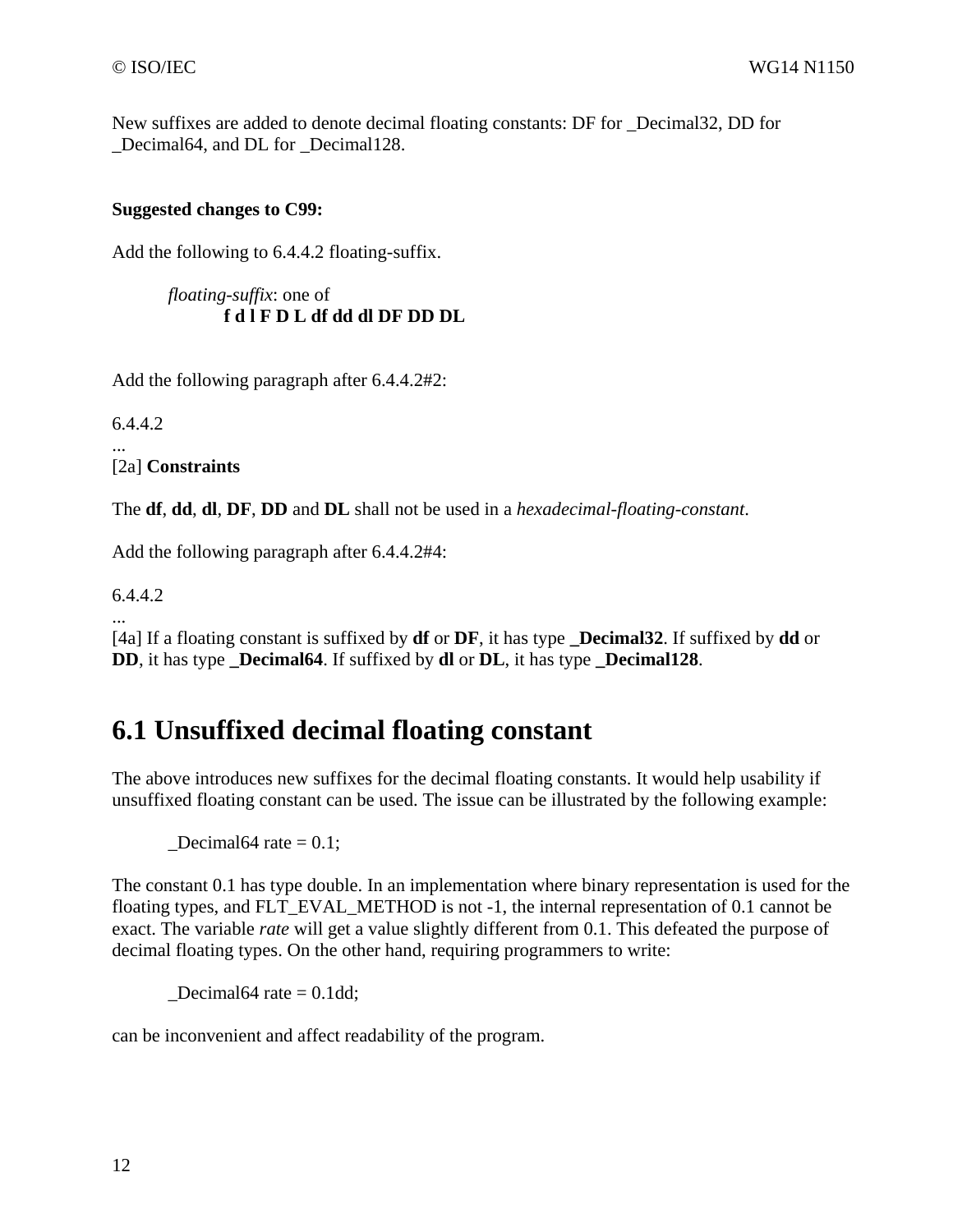New suffixes are added to denote decimal floating constants: DF for _Decimal32, DD for _Decimal64, and DL for _Decimal128.

**Suggested changes to C99:**

Add the following to 6.4.4.2 floating-suffix.

> *floating-suffix*: one of
> **f d l F D L df dd dl DF DD DL**

Add the following paragraph after 6.4.4.2#2:

6.4.4.2
...
[2a] **Constraints**

The **df**, **dd**, **dl**, **DF**, **DD** and **DL** shall not be used in a *hexadecimal-floating-constant*.

Add the following paragraph after 6.4.4.2#4:

6.4.4.2
...
[4a] If a floating constant is suffixed by **df** or **DF**, it has type **_Decimal32**. If suffixed by **dd** or **DD**, it has type **_Decimal64**. If suffixed by **dl** or **DL**, it has type **_Decimal128**.

# 6.1 Unsuffixed decimal floating constant

The above introduces new suffixes for the decimal floating constants. It would help usability if unsuffixed floating constant can be used. The issue can be illustrated by the following example:

```
_Decimal64 rate = 0.1;
```

The constant 0.1 has type double. In an implementation where binary representation is used for the floating types, and FLT_EVAL_METHOD is not -1, the internal representation of 0.1 cannot be exact. The variable *rate* will get a value slightly different from 0.1. This defeated the purpose of decimal floating types. On the other hand, requiring programmers to write:

```
_Decimal64 rate = 0.1dd;
```

can be inconvenient and affect readability of the program.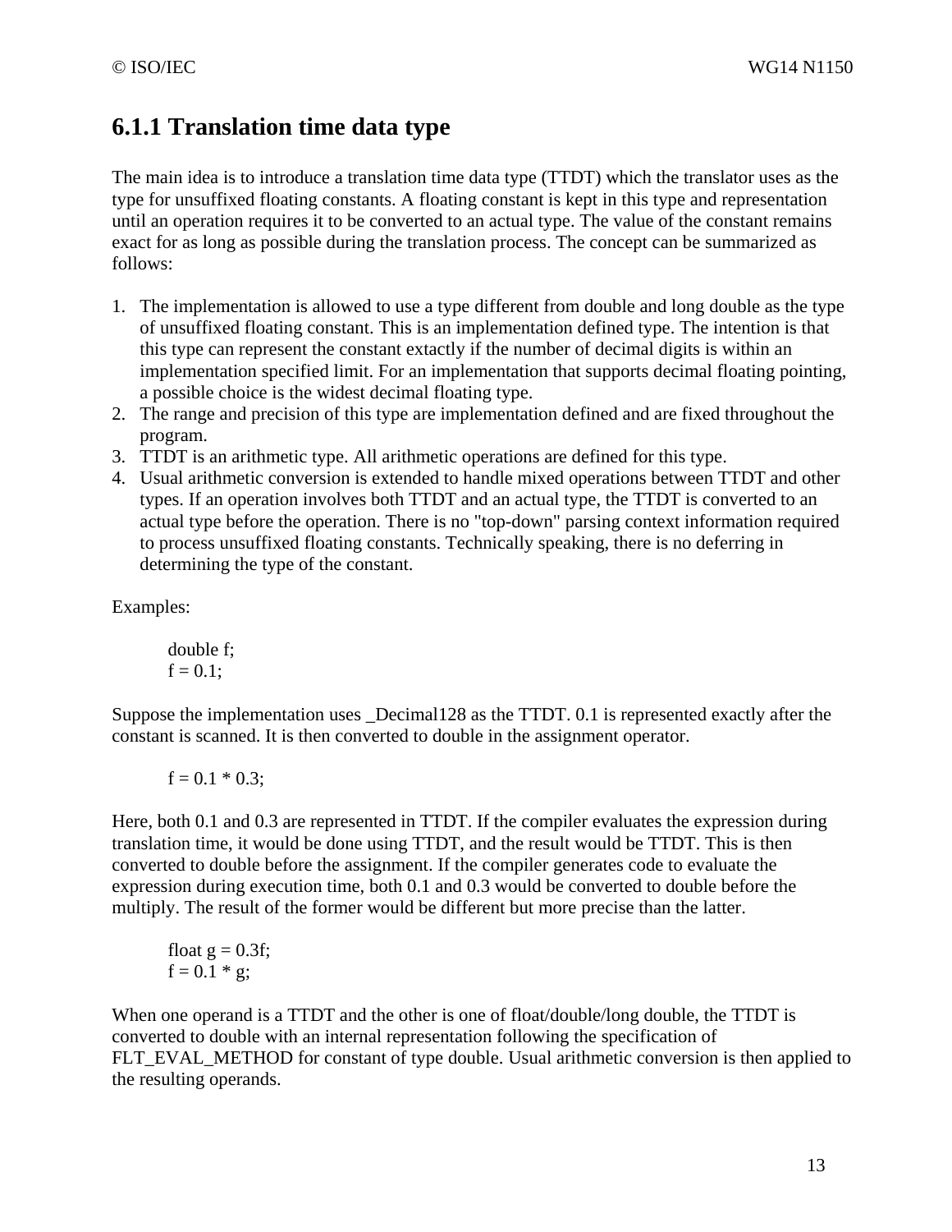### 6.1.1 Translation time data type

The main idea is to introduce a translation time data type (TTDT) which the translator uses as the type for unsuffixed floating constants. A floating constant is kept in this type and representation until an operation requires it to be converted to an actual type. The value of the constant remains exact for as long as possible during the translation process. The concept can be summarized as follows:

1. The implementation is allowed to use a type different from double and long double as the type of unsuffixed floating constant. This is an implementation defined type. The intention is that this type can represent the constant extactly if the number of decimal digits is within an implementation specified limit. For an implementation that supports decimal floating pointing, a possible choice is the widest decimal floating type.
2. The range and precision of this type are implementation defined and are fixed throughout the program.
3. TTDT is an arithmetic type. All arithmetic operations are defined for this type.
4. Usual arithmetic conversion is extended to handle mixed operations between TTDT and other types. If an operation involves both TTDT and an actual type, the TTDT is converted to an actual type before the operation. There is no "top-down" parsing context information required to process unsuffixed floating constants. Technically speaking, there is no deferring in determining the type of the constant.

Examples:

```
double f;
f = 0.1;
```

Suppose the implementation uses _Decimal128 as the TTDT. 0.1 is represented exactly after the constant is scanned. It is then converted to double in the assignment operator.

```
f = 0.1 * 0.3;
```

Here, both 0.1 and 0.3 are represented in TTDT. If the compiler evaluates the expression during translation time, it would be done using TTDT, and the result would be TTDT. This is then converted to double before the assignment. If the compiler generates code to evaluate the expression during execution time, both 0.1 and 0.3 would be converted to double before the multiply. The result of the former would be different but more precise than the latter.

```
float g = 0.3f;
f = 0.1 * g;
```

When one operand is a TTDT and the other is one of float/double/long double, the TTDT is converted to double with an internal representation following the specification of FLT_EVAL_METHOD for constant of type double. Usual arithmetic conversion is then applied to the resulting operands.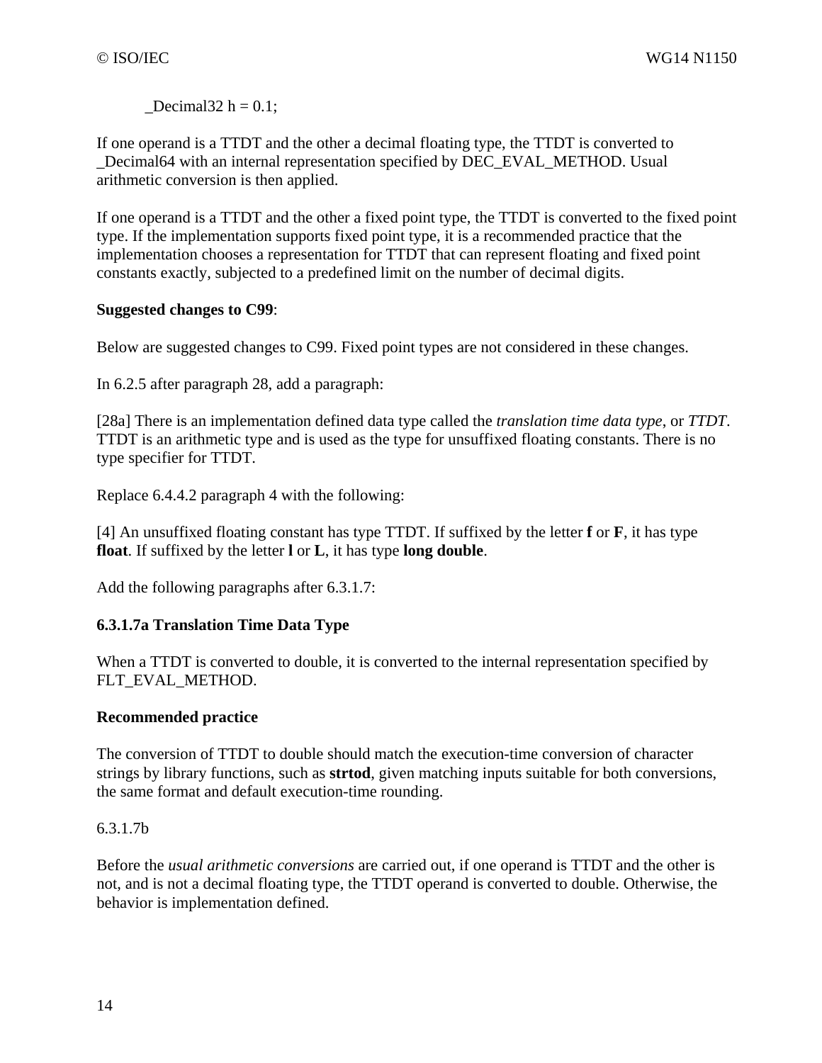```
_Decimal32 h = 0.1;
```

If one operand is a TTDT and the other a decimal floating type, the TTDT is converted to _Decimal64 with an internal representation specified by DEC_EVAL_METHOD. Usual arithmetic conversion is then applied.

If one operand is a TTDT and the other a fixed point type, the TTDT is converted to the fixed point type. If the implementation supports fixed point type, it is a recommended practice that the implementation chooses a representation for TTDT that can represent floating and fixed point constants exactly, subjected to a predefined limit on the number of decimal digits.

**Suggested changes to C99**:

Below are suggested changes to C99. Fixed point types are not considered in these changes.

In 6.2.5 after paragraph 28, add a paragraph:

[28a] There is an implementation defined data type called the *translation time data type*, or *TTDT*. TTDT is an arithmetic type and is used as the type for unsuffixed floating constants. There is no type specifier for TTDT.

Replace 6.4.4.2 paragraph 4 with the following:

[4] An unsuffixed floating constant has type TTDT. If suffixed by the letter **f** or **F**, it has type **float**. If suffixed by the letter **l** or **L**, it has type **long double**.

Add the following paragraphs after 6.3.1.7:

**6.3.1.7a Translation Time Data Type**

When a TTDT is converted to double, it is converted to the internal representation specified by FLT_EVAL_METHOD.

**Recommended practice**

The conversion of TTDT to double should match the execution-time conversion of character strings by library functions, such as **strtod**, given matching inputs suitable for both conversions, the same format and default execution-time rounding.

6.3.1.7b

Before the *usual arithmetic conversions* are carried out, if one operand is TTDT and the other is not, and is not a decimal floating type, the TTDT operand is converted to double. Otherwise, the behavior is implementation defined.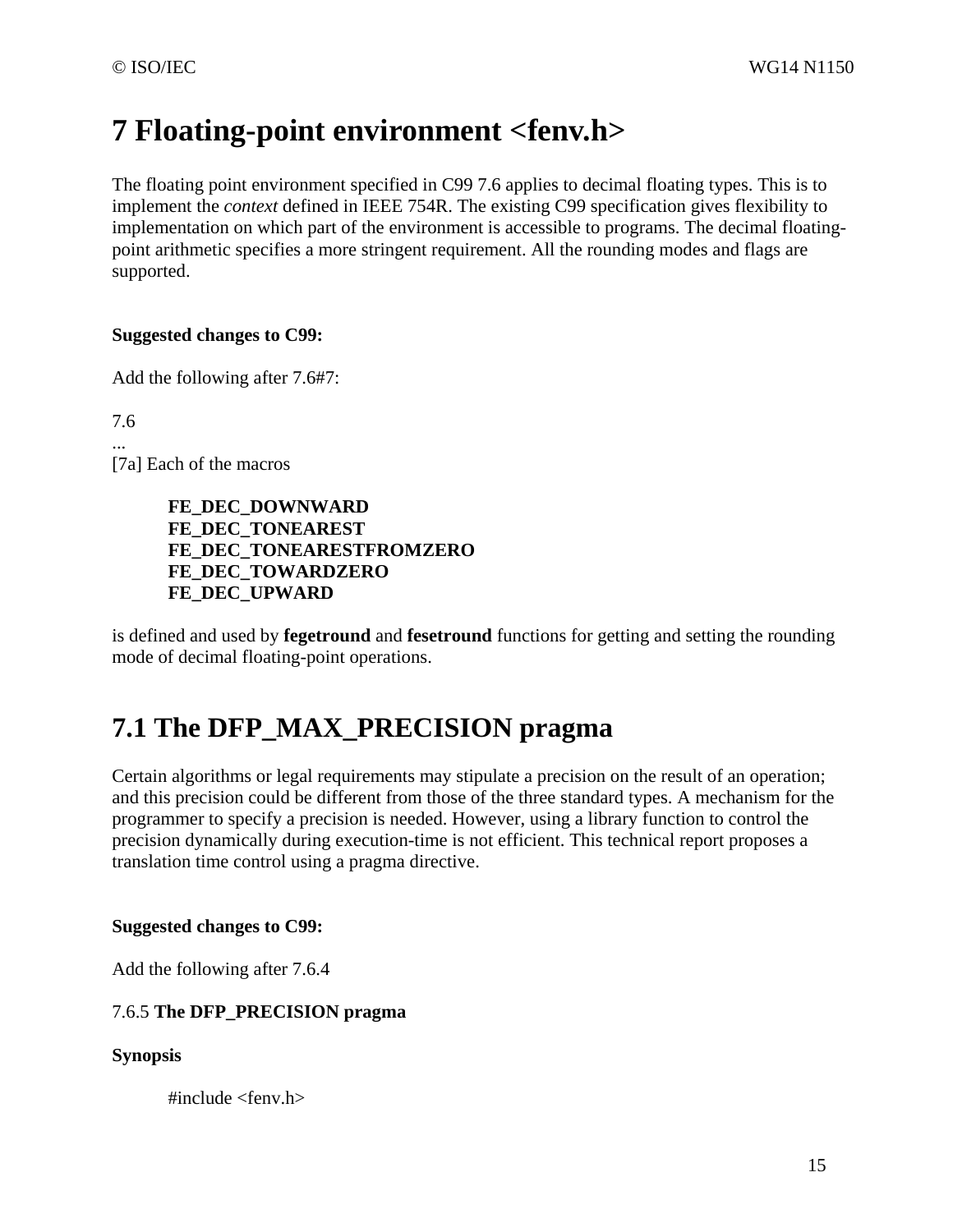# 7 Floating-point environment <fenv.h>

The floating point environment specified in C99 7.6 applies to decimal floating types. This is to implement the *context* defined in IEEE 754R. The existing C99 specification gives flexibility to implementation on which part of the environment is accessible to programs. The decimal floating-point arithmetic specifies a more stringent requirement. All the rounding modes and flags are supported.

**Suggested changes to C99:**

Add the following after 7.6#7:

7.6
...
[7a] Each of the macros

> **FE_DEC_DOWNWARD**
> **FE_DEC_TONEAREST**
> **FE_DEC_TONEARESTFROMZERO**
> **FE_DEC_TOWARDZERO**
> **FE_DEC_UPWARD**

is defined and used by **fegetround** and **fesetround** functions for getting and setting the rounding mode of decimal floating-point operations.

# 7.1 The DFP_MAX_PRECISION pragma

Certain algorithms or legal requirements may stipulate a precision on the result of an operation; and this precision could be different from those of the three standard types. A mechanism for the programmer to specify a precision is needed. However, using a library function to control the precision dynamically during execution-time is not efficient. This technical report proposes a translation time control using a pragma directive.

**Suggested changes to C99:**

Add the following after 7.6.4

7.6.5 **The DFP_PRECISION pragma**

**Synopsis**

```
#include <fenv.h>
```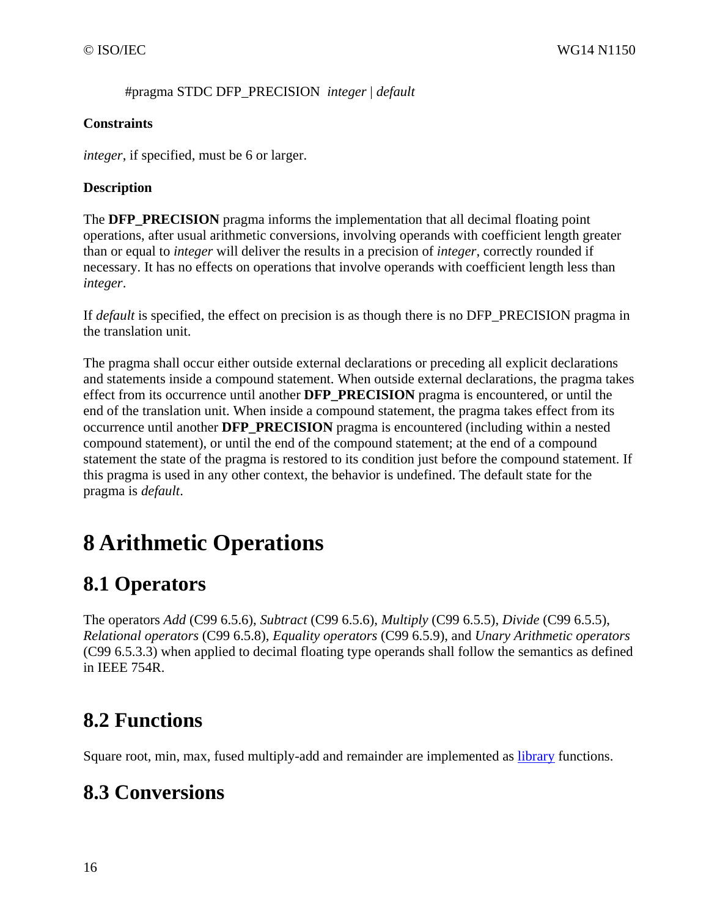#pragma STDC DFP_PRECISION *integer* | *default*

**Constraints**

*integer*, if specified, must be 6 or larger.

**Description**

The **DFP_PRECISION** pragma informs the implementation that all decimal floating point operations, after usual arithmetic conversions, involving operands with coefficient length greater than or equal to *integer* will deliver the results in a precision of *integer*, correctly rounded if necessary. It has no effects on operations that involve operands with coefficient length less than *integer*.

If *default* is specified, the effect on precision is as though there is no DFP_PRECISION pragma in the translation unit.

The pragma shall occur either outside external declarations or preceding all explicit declarations and statements inside a compound statement. When outside external declarations, the pragma takes effect from its occurrence until another **DFP_PRECISION** pragma is encountered, or until the end of the translation unit. When inside a compound statement, the pragma takes effect from its occurrence until another **DFP_PRECISION** pragma is encountered (including within a nested compound statement), or until the end of the compound statement; at the end of a compound statement the state of the pragma is restored to its condition just before the compound statement. If this pragma is used in any other context, the behavior is undefined. The default state for the pragma is *default*.

# 8 Arithmetic Operations

## 8.1 Operators

The operators *Add* (C99 6.5.6), *Subtract* (C99 6.5.6), *Multiply* (C99 6.5.5), *Divide* (C99 6.5.5), *Relational operators* (C99 6.5.8), *Equality operators* (C99 6.5.9), and *Unary Arithmetic operators* (C99 6.5.3.3) when applied to decimal floating type operands shall follow the semantics as defined in IEEE 754R.

## 8.2 Functions

Square root, min, max, fused multiply-add and remainder are implemented as library functions.

## 8.3 Conversions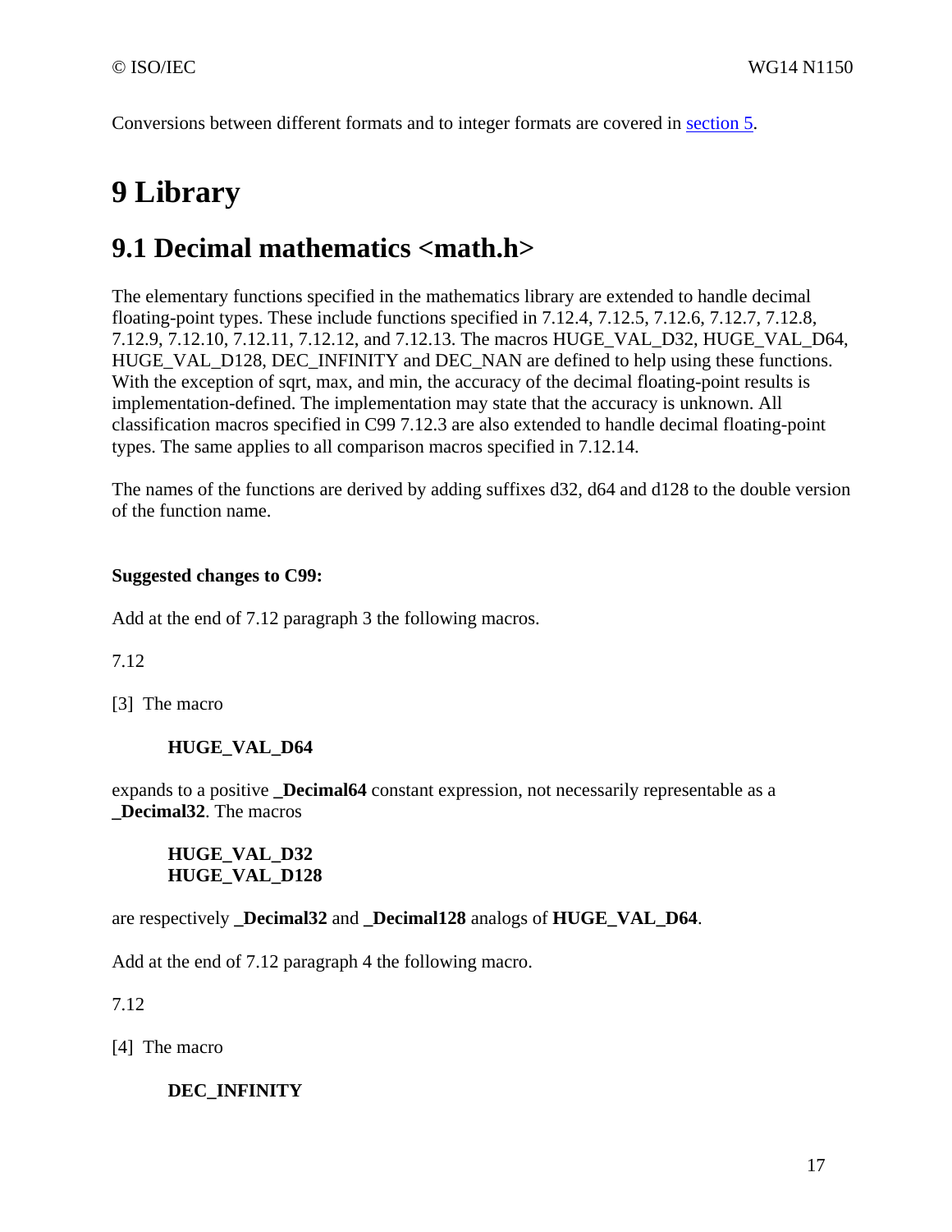Conversions between different formats and to integer formats are covered in section 5.

# 9 Library

## 9.1 Decimal mathematics <math.h>

The elementary functions specified in the mathematics library are extended to handle decimal floating-point types. These include functions specified in 7.12.4, 7.12.5, 7.12.6, 7.12.7, 7.12.8, 7.12.9, 7.12.10, 7.12.11, 7.12.12, and 7.12.13. The macros HUGE_VAL_D32, HUGE_VAL_D64, HUGE_VAL_D128, DEC_INFINITY and DEC_NAN are defined to help using these functions. With the exception of sqrt, max, and min, the accuracy of the decimal floating-point results is implementation-defined. The implementation may state that the accuracy is unknown. All classification macros specified in C99 7.12.3 are also extended to handle decimal floating-point types. The same applies to all comparison macros specified in 7.12.14.

The names of the functions are derived by adding suffixes d32, d64 and d128 to the double version of the function name.

**Suggested changes to C99:**

Add at the end of 7.12 paragraph 3 the following macros.

7.12

[3] The macro

> **HUGE_VAL_D64**

expands to a positive **_Decimal64** constant expression, not necessarily representable as a **_Decimal32**. The macros

> **HUGE_VAL_D32**
> **HUGE_VAL_D128**

are respectively **_Decimal32** and **_Decimal128** analogs of **HUGE_VAL_D64**.

Add at the end of 7.12 paragraph 4 the following macro.

7.12

[4] The macro

> **DEC_INFINITY**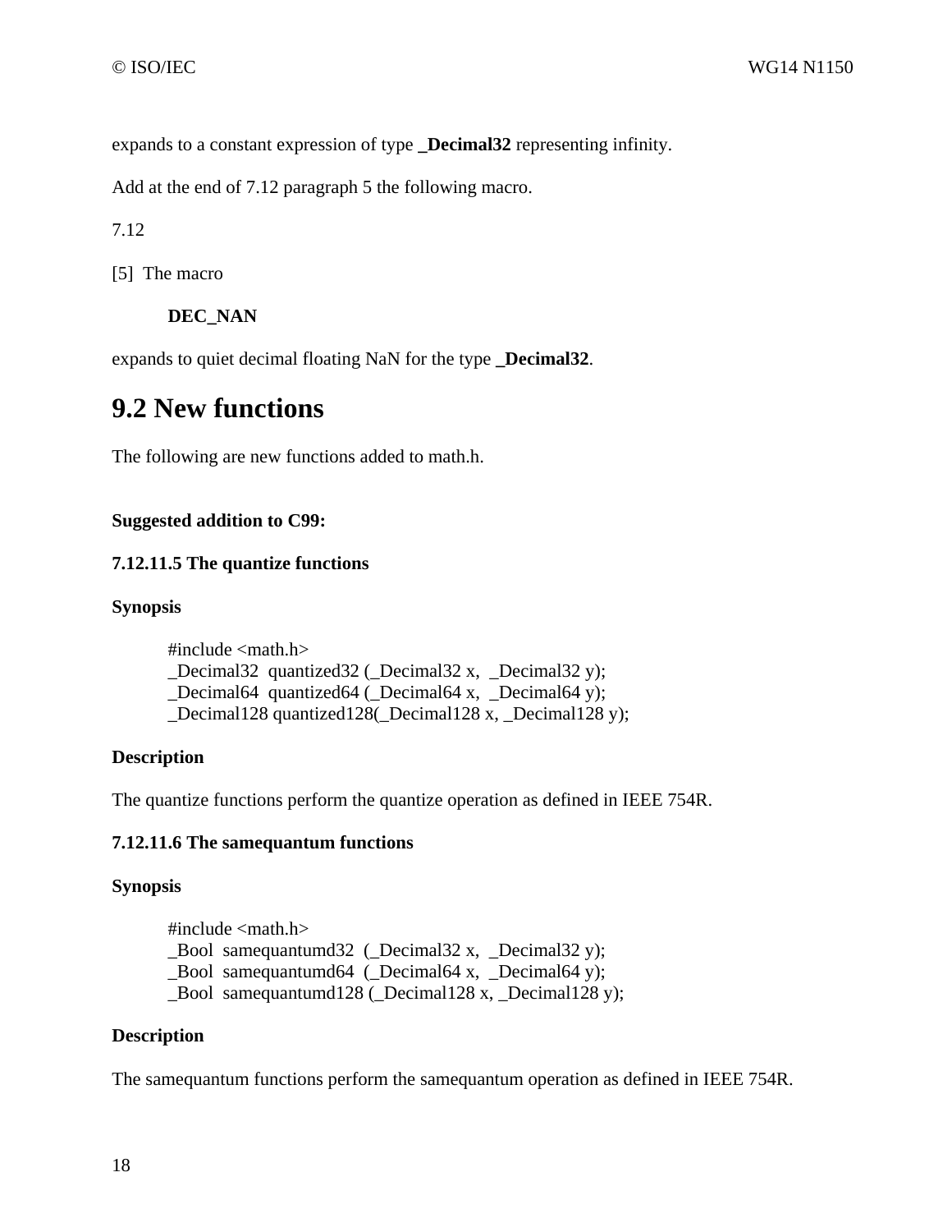expands to a constant expression of type **_Decimal32** representing infinity.

Add at the end of 7.12 paragraph 5 the following macro.

7.12

[5] The macro

**DEC_NAN**

expands to quiet decimal floating NaN for the type **_Decimal32**.

# 9.2 New functions

The following are new functions added to math.h.

**Suggested addition to C99:**

**7.12.11.5 The quantize functions**

**Synopsis**

```
#include <math.h>
_Decimal32  quantized32 (_Decimal32 x,  _Decimal32 y);
_Decimal64  quantized64 (_Decimal64 x,  _Decimal64 y);
_Decimal128 quantized128(_Decimal128 x, _Decimal128 y);
```

**Description**

The quantize functions perform the quantize operation as defined in IEEE 754R.

**7.12.11.6 The samequantum functions**

**Synopsis**

```
#include <math.h>
_Bool  samequantumd32  (_Decimal32 x,  _Decimal32 y);
_Bool  samequantumd64  (_Decimal64 x,  _Decimal64 y);
_Bool  samequantumd128 (_Decimal128 x, _Decimal128 y);
```

**Description**

The samequantum functions perform the samequantum operation as defined in IEEE 754R.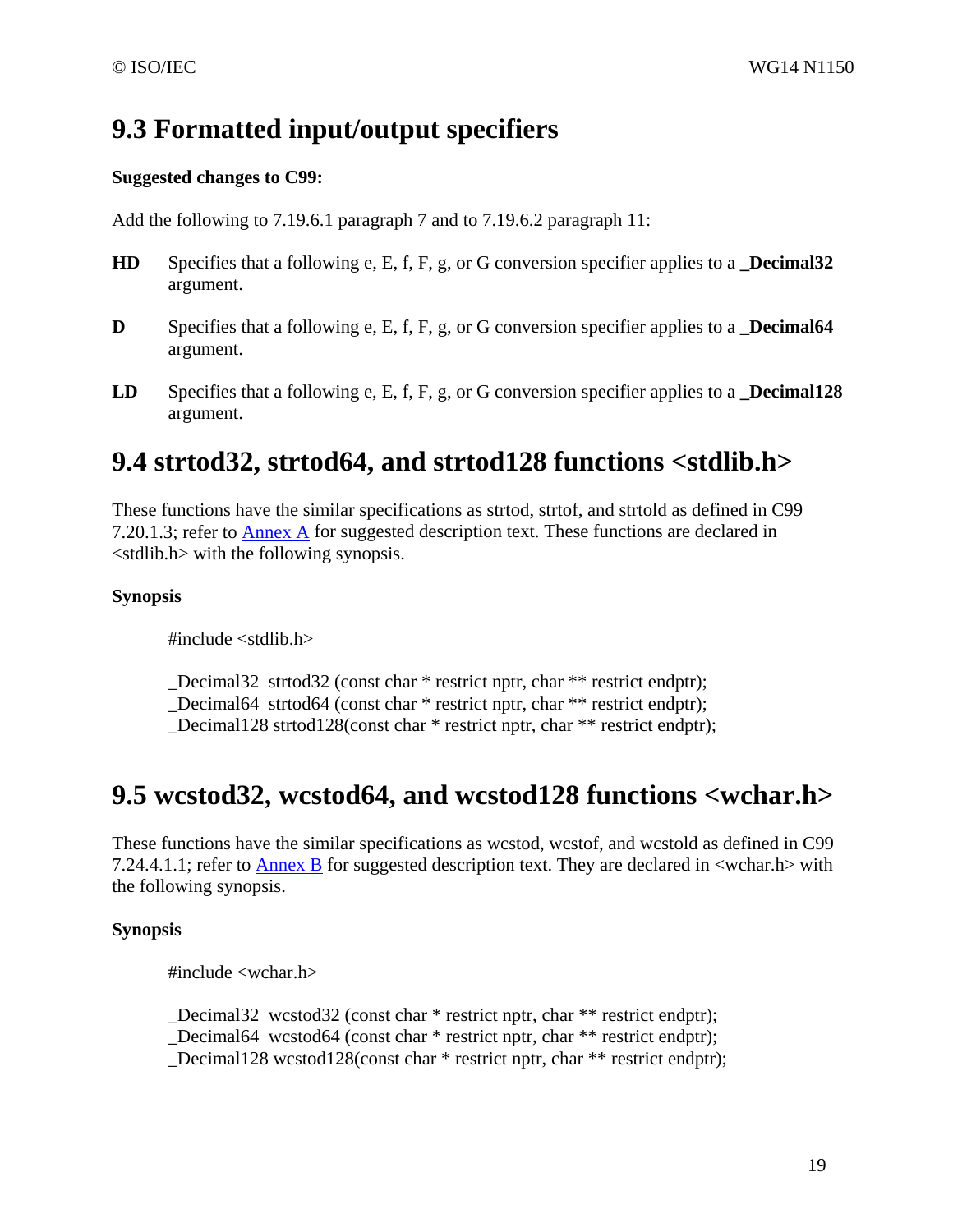## 9.3 Formatted input/output specifiers

**Suggested changes to C99:**

Add the following to 7.19.6.1 paragraph 7 and to 7.19.6.2 paragraph 11:

**HD** Specifies that a following e, E, f, F, g, or G conversion specifier applies to a **_Decimal32** argument.

**D** Specifies that a following e, E, f, F, g, or G conversion specifier applies to a **_Decimal64** argument.

**LD** Specifies that a following e, E, f, F, g, or G conversion specifier applies to a **_Decimal128** argument.

## 9.4 strtod32, strtod64, and strtod128 functions <stdlib.h>

These functions have the similar specifications as strtod, strtof, and strtold as defined in C99 7.20.1.3; refer to Annex A for suggested description text. These functions are declared in <stdlib.h> with the following synopsis.

**Synopsis**

```
#include <stdlib.h>

_Decimal32  strtod32 (const char * restrict nptr, char ** restrict endptr);
_Decimal64  strtod64 (const char * restrict nptr, char ** restrict endptr);
_Decimal128 strtod128(const char * restrict nptr, char ** restrict endptr);
```

## 9.5 wcstod32, wcstod64, and wcstod128 functions <wchar.h>

These functions have the similar specifications as wcstod, wcstof, and wcstold as defined in C99 7.24.4.1.1; refer to Annex B for suggested description text. They are declared in <wchar.h> with the following synopsis.

**Synopsis**

```
#include <wchar.h>

_Decimal32  wcstod32 (const char * restrict nptr, char ** restrict endptr);
_Decimal64  wcstod64 (const char * restrict nptr, char ** restrict endptr);
_Decimal128 wcstod128(const char * restrict nptr, char ** restrict endptr);
```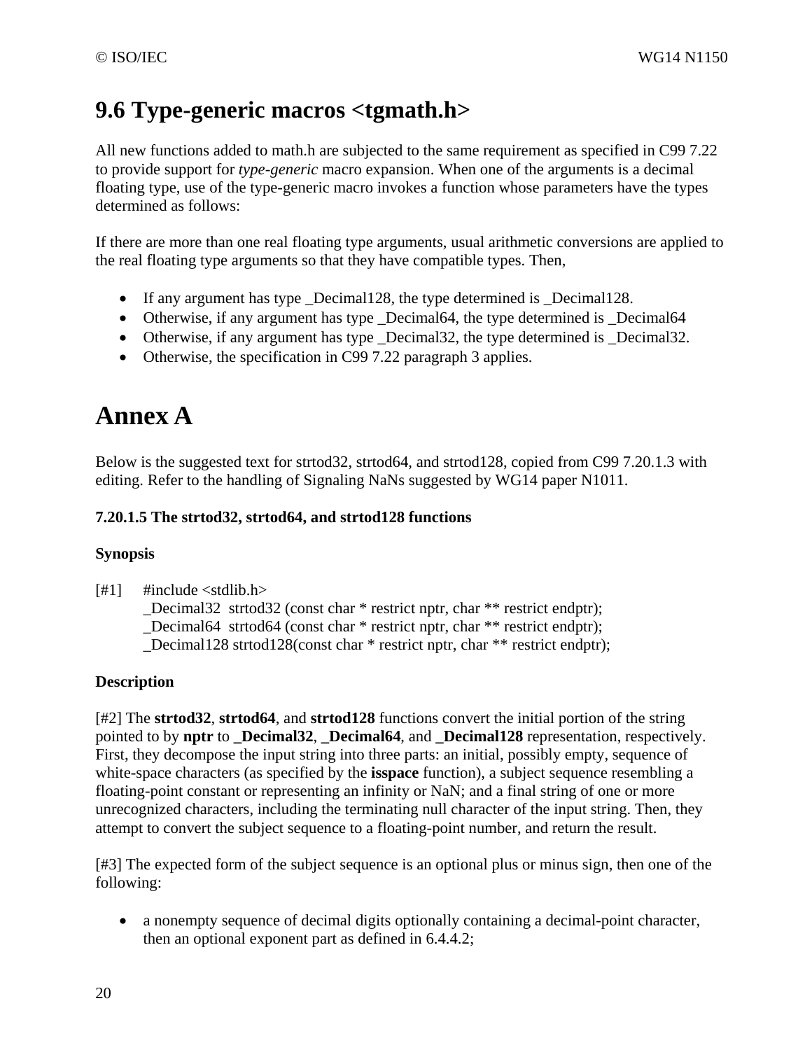## 9.6 Type-generic macros <tgmath.h>

All new functions added to math.h are subjected to the same requirement as specified in C99 7.22 to provide support for *type-generic* macro expansion. When one of the arguments is a decimal floating type, use of the type-generic macro invokes a function whose parameters have the types determined as follows:

If there are more than one real floating type arguments, usual arithmetic conversions are applied to the real floating type arguments so that they have compatible types. Then,

- If any argument has type _Decimal128, the type determined is _Decimal128.
- Otherwise, if any argument has type _Decimal64, the type determined is _Decimal64
- Otherwise, if any argument has type _Decimal32, the type determined is _Decimal32.
- Otherwise, the specification in C99 7.22 paragraph 3 applies.

# Annex A

Below is the suggested text for strtod32, strtod64, and strtod128, copied from C99 7.20.1.3 with editing. Refer to the handling of Signaling NaNs suggested by WG14 paper N1011.

#### 7.20.1.5 The strtod32, strtod64, and strtod128 functions

**Synopsis**

[#1]

```
#include <stdlib.h>
_Decimal32  strtod32 (const char * restrict nptr, char ** restrict endptr);
_Decimal64  strtod64 (const char * restrict nptr, char ** restrict endptr);
_Decimal128 strtod128(const char * restrict nptr, char ** restrict endptr);
```

**Description**

[#2] The **strtod32**, **strtod64**, and **strtod128** functions convert the initial portion of the string pointed to by **nptr** to **_Decimal32**, **_Decimal64**, and **_Decimal128** representation, respectively. First, they decompose the input string into three parts: an initial, possibly empty, sequence of white-space characters (as specified by the **isspace** function), a subject sequence resembling a floating-point constant or representing an infinity or NaN; and a final string of one or more unrecognized characters, including the terminating null character of the input string. Then, they attempt to convert the subject sequence to a floating-point number, and return the result.

[#3] The expected form of the subject sequence is an optional plus or minus sign, then one of the following:

- a nonempty sequence of decimal digits optionally containing a decimal-point character, then an optional exponent part as defined in 6.4.4.2;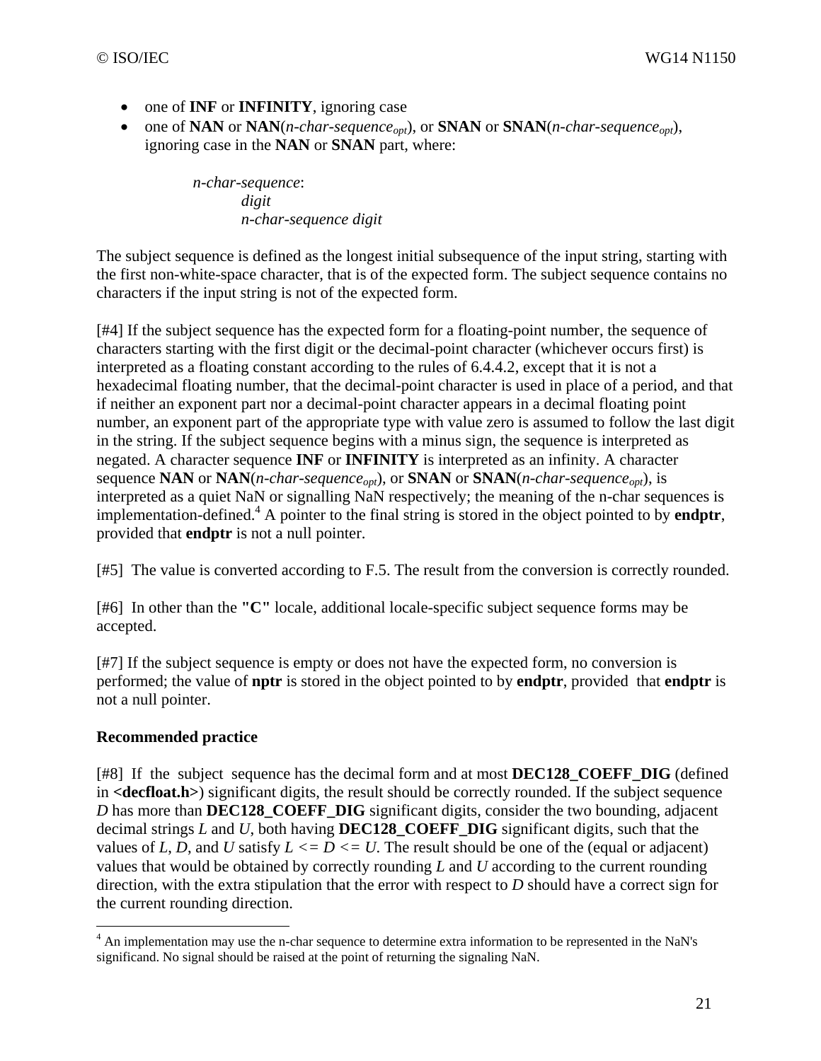- one of **INF** or **INFINITY**, ignoring case
- one of **NAN** or **NAN**(*n-char-sequence*$_{opt}$), or **SNAN** or **SNAN**(*n-char-sequence*$_{opt}$), ignoring case in the **NAN** or **SNAN** part, where:

> *n-char-sequence*:
> *digit*
> *n-char-sequence digit*

The subject sequence is defined as the longest initial subsequence of the input string, starting with the first non-white-space character, that is of the expected form. The subject sequence contains no characters if the input string is not of the expected form.

[#4] If the subject sequence has the expected form for a floating-point number, the sequence of characters starting with the first digit or the decimal-point character (whichever occurs first) is interpreted as a floating constant according to the rules of 6.4.4.2, except that it is not a hexadecimal floating number, that the decimal-point character is used in place of a period, and that if neither an exponent part nor a decimal-point character appears in a decimal floating point number, an exponent part of the appropriate type with value zero is assumed to follow the last digit in the string. If the subject sequence begins with a minus sign, the sequence is interpreted as negated. A character sequence **INF** or **INFINITY** is interpreted as an infinity. A character sequence **NAN** or **NAN**(*n-char-sequence*$_{opt}$), or **SNAN** or **SNAN**(*n-char-sequence*$_{opt}$), is interpreted as a quiet NaN or signalling NaN respectively; the meaning of the n-char sequences is implementation-defined.[4] A pointer to the final string is stored in the object pointed to by **endptr**, provided that **endptr** is not a null pointer.

[#5] The value is converted according to F.5. The result from the conversion is correctly rounded.

[#6] In other than the **"C"** locale, additional locale-specific subject sequence forms may be accepted.

[#7] If the subject sequence is empty or does not have the expected form, no conversion is performed; the value of **nptr** is stored in the object pointed to by **endptr**, provided that **endptr** is not a null pointer.

**Recommended practice**

[#8] If the subject sequence has the decimal form and at most **DEC128_COEFF_DIG** (defined in **<decfloat.h>**) significant digits, the result should be correctly rounded. If the subject sequence *D* has more than **DEC128_COEFF_DIG** significant digits, consider the two bounding, adjacent decimal strings *L* and *U*, both having **DEC128_COEFF_DIG** significant digits, such that the values of *L*, *D*, and *U* satisfy *L* <= *D* <= *U*. The result should be one of the (equal or adjacent) values that would be obtained by correctly rounding *L* and *U* according to the current rounding direction, with the extra stipulation that the error with respect to *D* should have a correct sign for the current rounding direction.

---

[4] An implementation may use the n-char sequence to determine extra information to be represented in the NaN's significand. No signal should be raised at the point of returning the signaling NaN.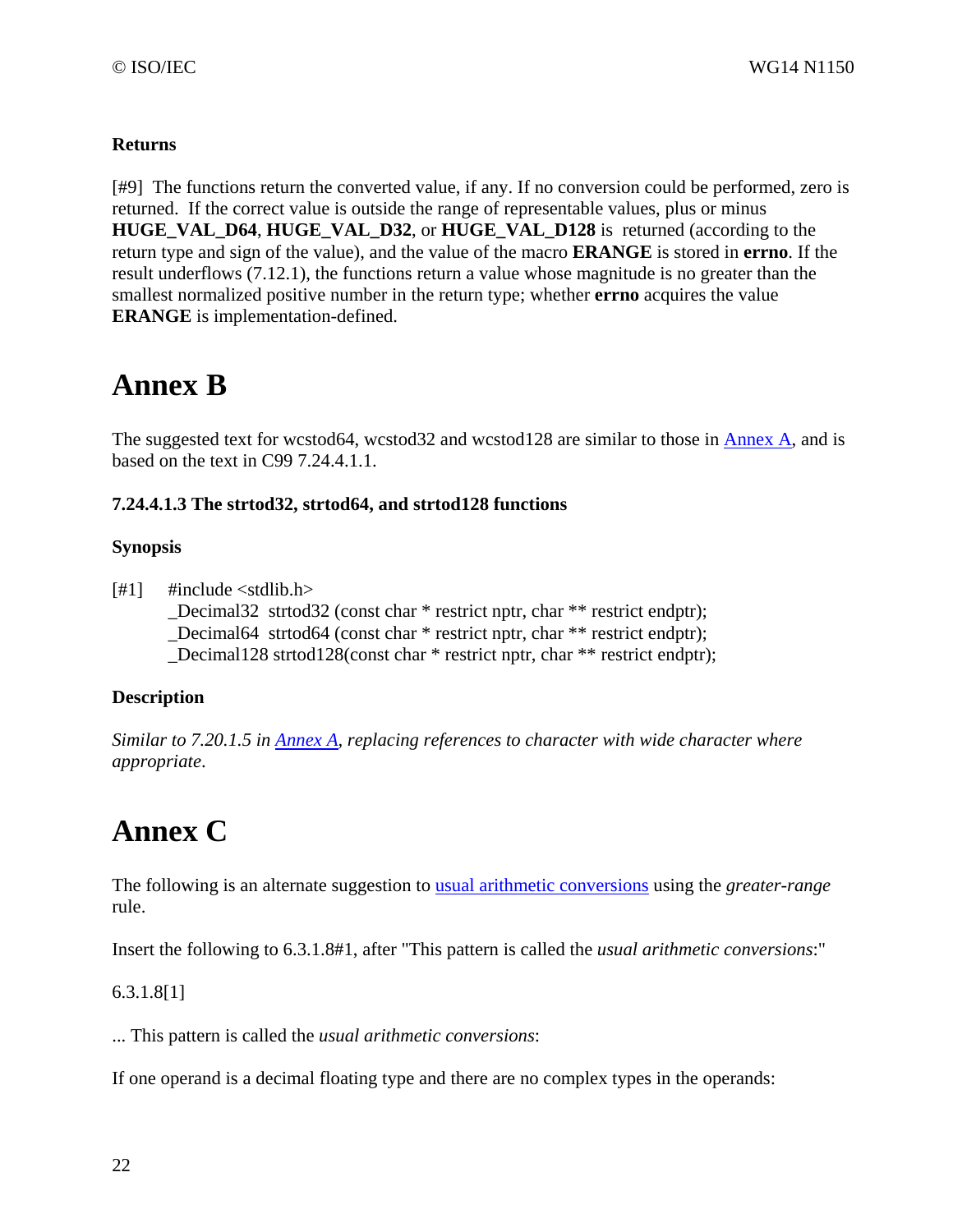**Returns**

[#9] The functions return the converted value, if any. If no conversion could be performed, zero is returned. If the correct value is outside the range of representable values, plus or minus **HUGE_VAL_D64**, **HUGE_VAL_D32**, or **HUGE_VAL_D128** is returned (according to the return type and sign of the value), and the value of the macro **ERANGE** is stored in **errno**. If the result underflows (7.12.1), the functions return a value whose magnitude is no greater than the smallest normalized positive number in the return type; whether **errno** acquires the value **ERANGE** is implementation-defined.

# Annex B

The suggested text for wcstod64, wcstod32 and wcstod128 are similar to those in Annex A, and is based on the text in C99 7.24.4.1.1.

**7.24.4.1.3 The strtod32, strtod64, and strtod128 functions**

**Synopsis**

[#1]
```
#include <stdlib.h>
_Decimal32  strtod32 (const char * restrict nptr, char ** restrict endptr);
_Decimal64  strtod64 (const char * restrict nptr, char ** restrict endptr);
_Decimal128 strtod128(const char * restrict nptr, char ** restrict endptr);
```

**Description**

*Similar to 7.20.1.5 in Annex A, replacing references to character with wide character where appropriate.*

# Annex C

The following is an alternate suggestion to usual arithmetic conversions using the *greater-range* rule.

Insert the following to 6.3.1.8#1, after "This pattern is called the *usual arithmetic conversions*:"

6.3.1.8[1]

... This pattern is called the *usual arithmetic conversions*:

If one operand is a decimal floating type and there are no complex types in the operands: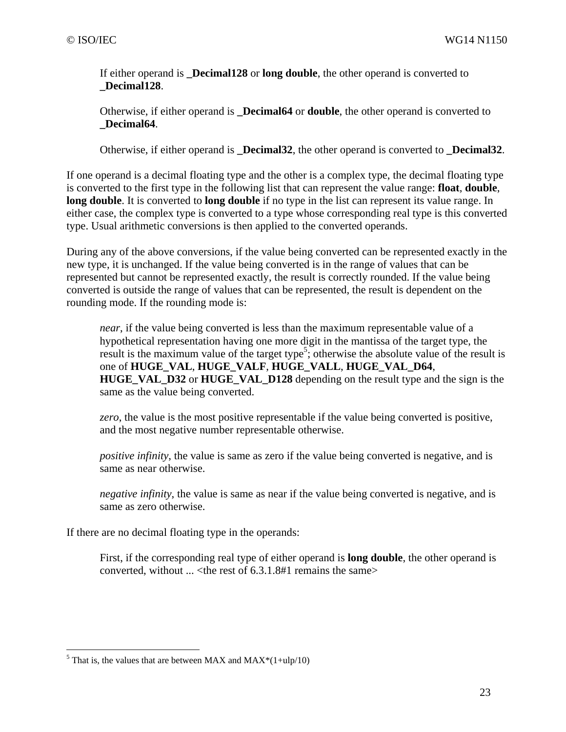If either operand is **_Decimal128** or **long double**, the other operand is converted to **_Decimal128**.

Otherwise, if either operand is **_Decimal64** or **double**, the other operand is converted to **_Decimal64**.

Otherwise, if either operand is **_Decimal32**, the other operand is converted to **_Decimal32**.

If one operand is a decimal floating type and the other is a complex type, the decimal floating type is converted to the first type in the following list that can represent the value range: **float**, **double**, **long double**. It is converted to **long double** if no type in the list can represent its value range. In either case, the complex type is converted to a type whose corresponding real type is this converted type. Usual arithmetic conversions is then applied to the converted operands.

During any of the above conversions, if the value being converted can be represented exactly in the new type, it is unchanged. If the value being converted is in the range of values that can be represented but cannot be represented exactly, the result is correctly rounded. If the value being converted is outside the range of values that can be represented, the result is dependent on the rounding mode. If the rounding mode is:

*near*, if the value being converted is less than the maximum representable value of a hypothetical representation having one more digit in the mantissa of the target type, the result is the maximum value of the target type[5]; otherwise the absolute value of the result is one of **HUGE_VAL**, **HUGE_VALF**, **HUGE_VALL**, **HUGE_VAL_D64**, **HUGE_VAL_D32** or **HUGE_VAL_D128** depending on the result type and the sign is the same as the value being converted.

*zero*, the value is the most positive representable if the value being converted is positive, and the most negative number representable otherwise.

*positive infinity*, the value is same as zero if the value being converted is negative, and is same as near otherwise.

*negative infinity*, the value is same as near if the value being converted is negative, and is same as zero otherwise.

If there are no decimal floating type in the operands:

First, if the corresponding real type of either operand is **long double**, the other operand is converted, without ... <the rest of 6.3.1.8#1 remains the same>

---

[5] That is, the values that are between MAX and MAX*(1+ulp/10)